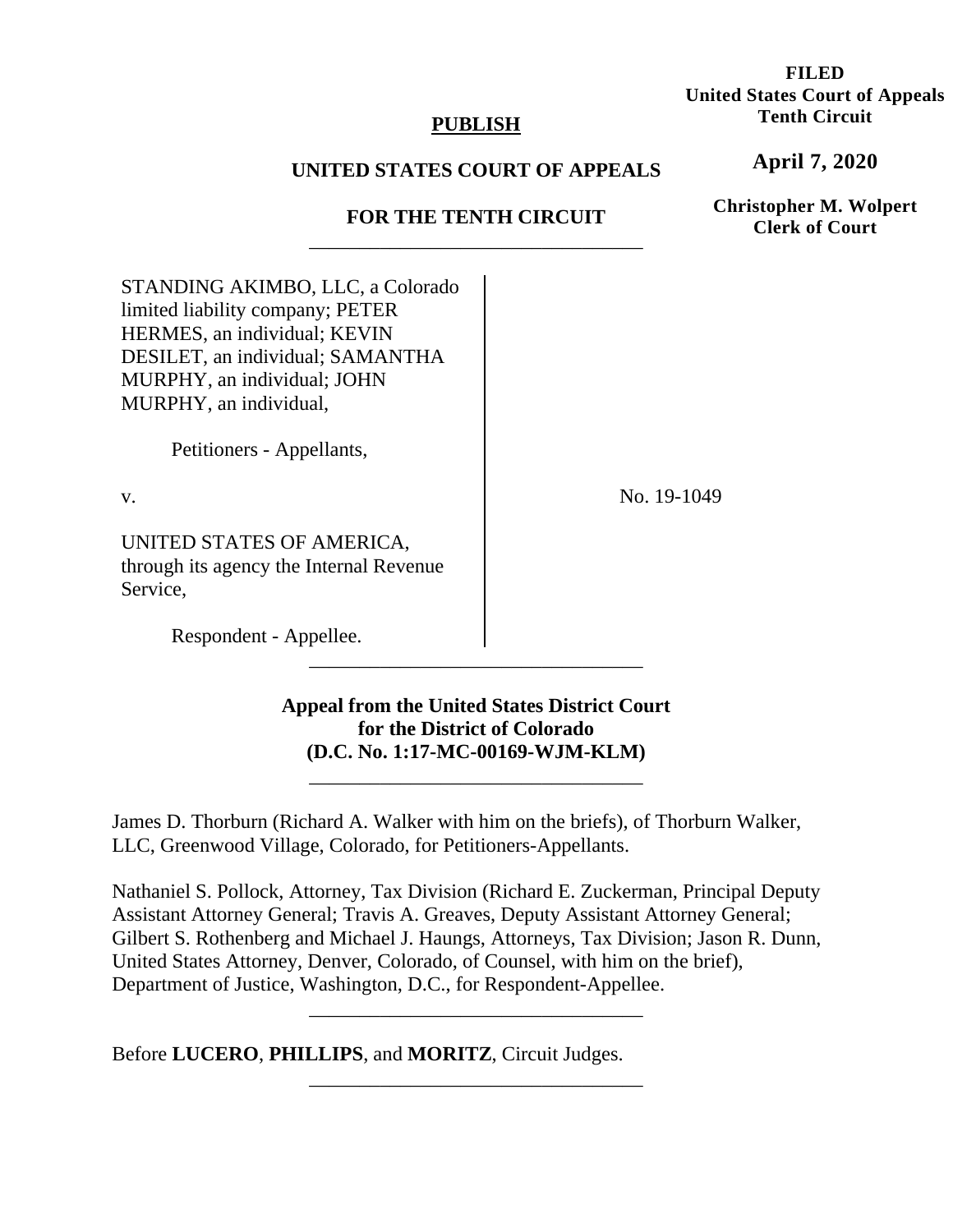**FILED**
**United States Court of Appeals**
**Tenth Circuit**

**April 7, 2020**

**Christopher M. Wolpert**
**Clerk of Court**

**PUBLISH**

**UNITED STATES COURT OF APPEALS**

**FOR THE TENTH CIRCUIT**

---

STANDING AKIMBO, LLC, a Colorado limited liability company; PETER HERMES, an individual; KEVIN DESILET, an individual; SAMANTHA MURPHY, an individual; JOHN MURPHY, an individual,

Petitioners - Appellants,

v.

UNITED STATES OF AMERICA, through its agency the Internal Revenue Service,

Respondent - Appellee.

No. 19-1049

---

**Appeal from the United States District Court for the District of Colorado (D.C. No. 1:17-MC-00169-WJM-KLM)**

---

James D. Thorburn (Richard A. Walker with him on the briefs), of Thorburn Walker, LLC, Greenwood Village, Colorado, for Petitioners-Appellants.

Nathaniel S. Pollock, Attorney, Tax Division (Richard E. Zuckerman, Principal Deputy Assistant Attorney General; Travis A. Greaves, Deputy Assistant Attorney General; Gilbert S. Rothenberg and Michael J. Haungs, Attorneys, Tax Division; Jason R. Dunn, United States Attorney, Denver, Colorado, of Counsel, with him on the brief), Department of Justice, Washington, D.C., for Respondent-Appellee.

---

Before **LUCERO**, **PHILLIPS**, and **MORITZ**, Circuit Judges.

---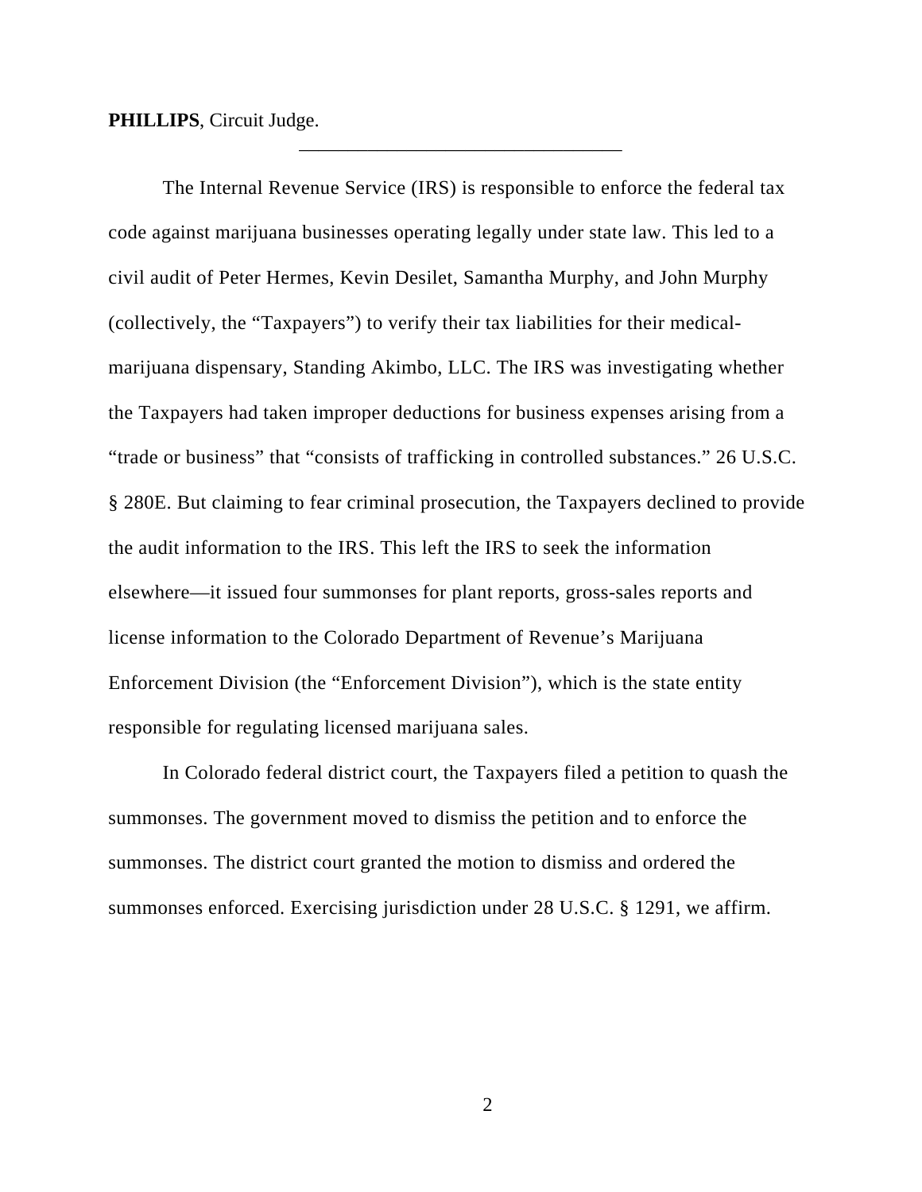**PHILLIPS**, Circuit Judge.

---

The Internal Revenue Service (IRS) is responsible to enforce the federal tax code against marijuana businesses operating legally under state law. This led to a civil audit of Peter Hermes, Kevin Desilet, Samantha Murphy, and John Murphy (collectively, the "Taxpayers") to verify their tax liabilities for their medical-marijuana dispensary, Standing Akimbo, LLC. The IRS was investigating whether the Taxpayers had taken improper deductions for business expenses arising from a "trade or business" that "consists of trafficking in controlled substances." 26 U.S.C. § 280E. But claiming to fear criminal prosecution, the Taxpayers declined to provide the audit information to the IRS. This left the IRS to seek the information elsewhere—it issued four summonses for plant reports, gross-sales reports and license information to the Colorado Department of Revenue's Marijuana Enforcement Division (the "Enforcement Division"), which is the state entity responsible for regulating licensed marijuana sales.

In Colorado federal district court, the Taxpayers filed a petition to quash the summonses. The government moved to dismiss the petition and to enforce the summonses. The district court granted the motion to dismiss and ordered the summonses enforced. Exercising jurisdiction under 28 U.S.C. § 1291, we affirm.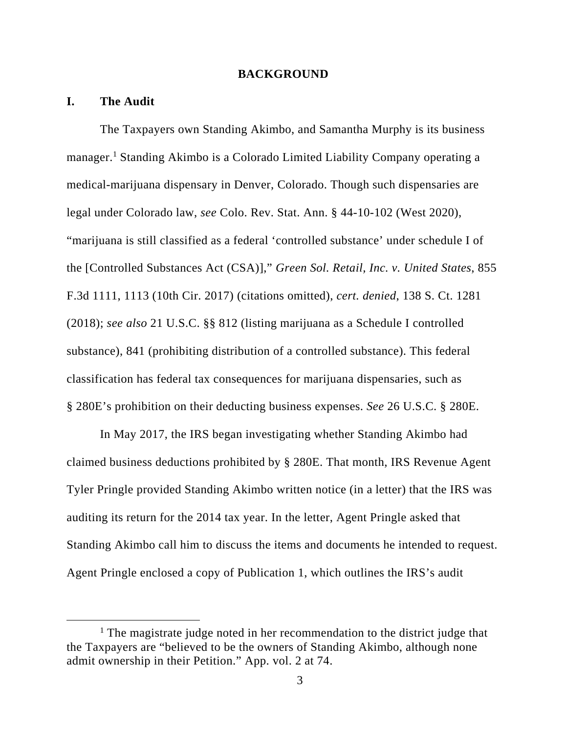## BACKGROUND

### I. The Audit

The Taxpayers own Standing Akimbo, and Samantha Murphy is its business manager.[1] Standing Akimbo is a Colorado Limited Liability Company operating a medical-marijuana dispensary in Denver, Colorado. Though such dispensaries are legal under Colorado law, *see* Colo. Rev. Stat. Ann. § 44-10-102 (West 2020), "marijuana is still classified as a federal 'controlled substance' under schedule I of the [Controlled Substances Act (CSA)]," *Green Sol. Retail, Inc. v. United States*, 855 F.3d 1111, 1113 (10th Cir. 2017) (citations omitted), *cert. denied*, 138 S. Ct. 1281 (2018); *see also* 21 U.S.C. §§ 812 (listing marijuana as a Schedule I controlled substance), 841 (prohibiting distribution of a controlled substance). This federal classification has federal tax consequences for marijuana dispensaries, such as § 280E's prohibition on their deducting business expenses. *See* 26 U.S.C. § 280E.

In May 2017, the IRS began investigating whether Standing Akimbo had claimed business deductions prohibited by § 280E. That month, IRS Revenue Agent Tyler Pringle provided Standing Akimbo written notice (in a letter) that the IRS was auditing its return for the 2014 tax year. In the letter, Agent Pringle asked that Standing Akimbo call him to discuss the items and documents he intended to request. Agent Pringle enclosed a copy of Publication 1, which outlines the IRS's audit

---

[1] The magistrate judge noted in her recommendation to the district judge that the Taxpayers are "believed to be the owners of Standing Akimbo, although none admit ownership in their Petition." App. vol. 2 at 74.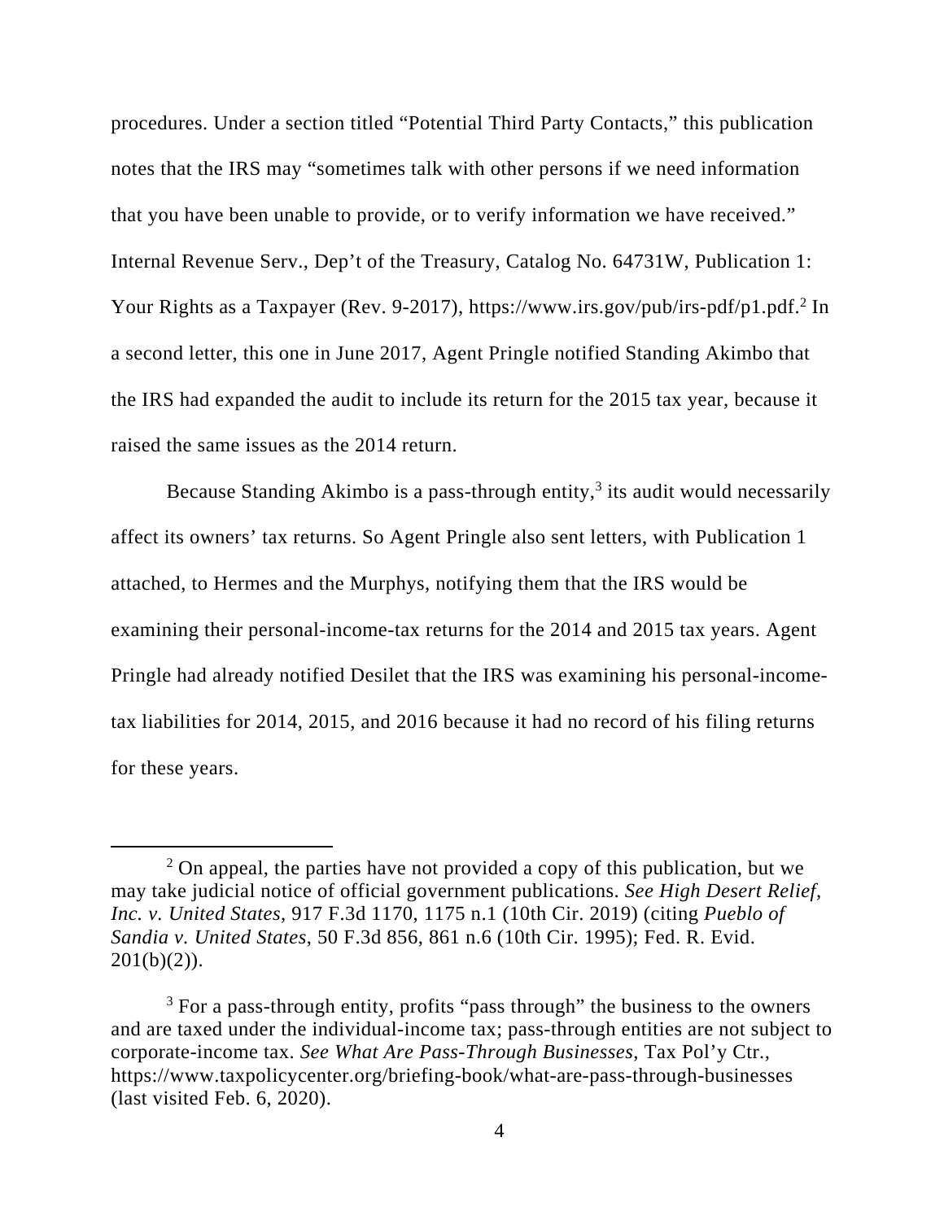procedures. Under a section titled "Potential Third Party Contacts," this publication notes that the IRS may "sometimes talk with other persons if we need information that you have been unable to provide, or to verify information we have received." Internal Revenue Serv., Dep't of the Treasury, Catalog No. 64731W, Publication 1: Your Rights as a Taxpayer (Rev. 9-2017), https://www.irs.gov/pub/irs-pdf/p1.pdf.[2] In a second letter, this one in June 2017, Agent Pringle notified Standing Akimbo that the IRS had expanded the audit to include its return for the 2015 tax year, because it raised the same issues as the 2014 return.

Because Standing Akimbo is a pass-through entity,[3] its audit would necessarily affect its owners' tax returns. So Agent Pringle also sent letters, with Publication 1 attached, to Hermes and the Murphys, notifying them that the IRS would be examining their personal-income-tax returns for the 2014 and 2015 tax years. Agent Pringle had already notified Desilet that the IRS was examining his personal-income-tax liabilities for 2014, 2015, and 2016 because it had no record of his filing returns for these years.

---

[2] On appeal, the parties have not provided a copy of this publication, but we may take judicial notice of official government publications. *See High Desert Relief, Inc. v. United States*, 917 F.3d 1170, 1175 n.1 (10th Cir. 2019) (citing *Pueblo of Sandia v. United States*, 50 F.3d 856, 861 n.6 (10th Cir. 1995); Fed. R. Evid. 201(b)(2)).

[3] For a pass-through entity, profits "pass through" the business to the owners and are taxed under the individual-income tax; pass-through entities are not subject to corporate-income tax. *See What Are Pass-Through Businesses*, Tax Pol'y Ctr., https://www.taxpolicycenter.org/briefing-book/what-are-pass-through-businesses (last visited Feb. 6, 2020).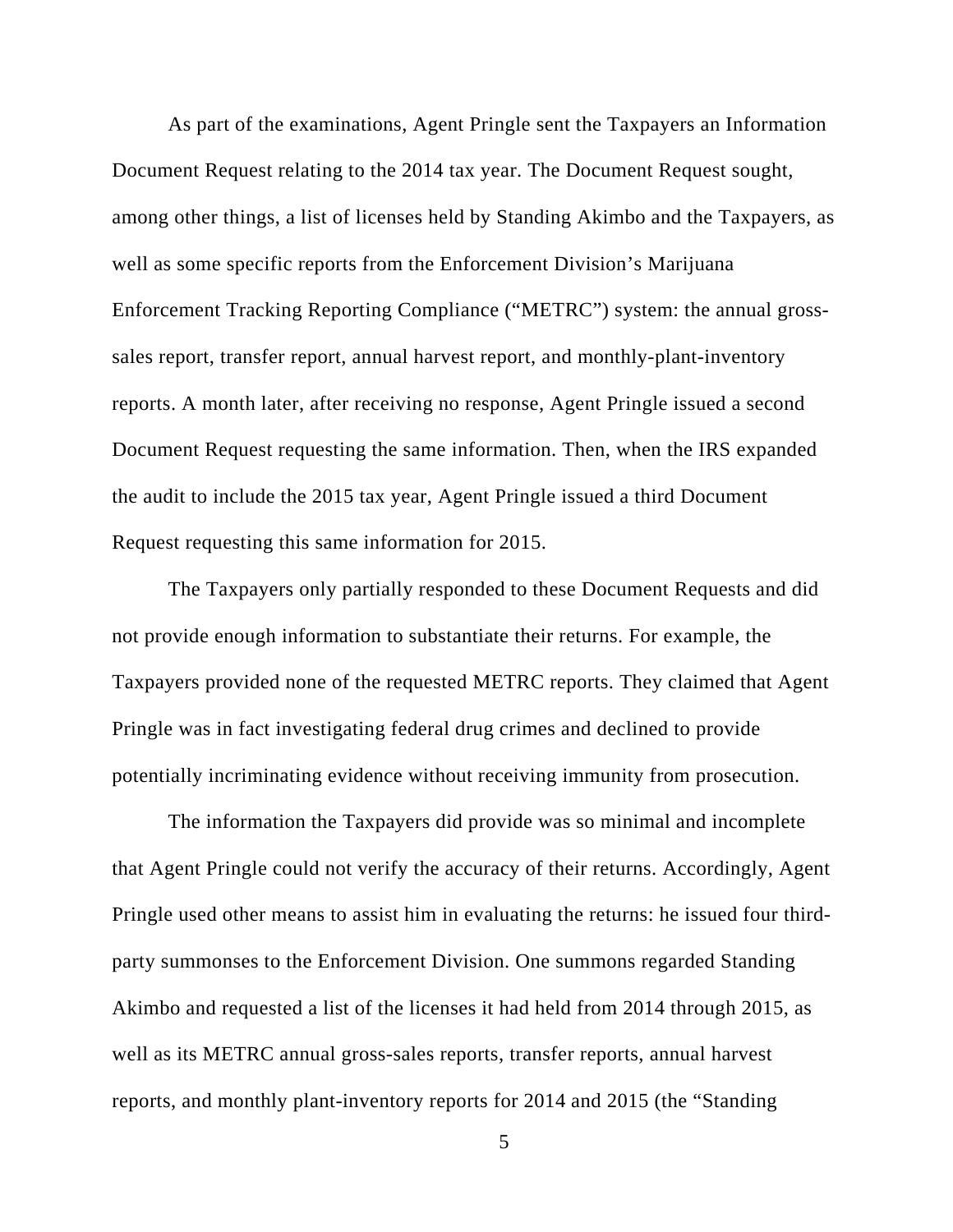As part of the examinations, Agent Pringle sent the Taxpayers an Information Document Request relating to the 2014 tax year. The Document Request sought, among other things, a list of licenses held by Standing Akimbo and the Taxpayers, as well as some specific reports from the Enforcement Division's Marijuana Enforcement Tracking Reporting Compliance ("METRC") system: the annual gross-sales report, transfer report, annual harvest report, and monthly-plant-inventory reports. A month later, after receiving no response, Agent Pringle issued a second Document Request requesting the same information. Then, when the IRS expanded the audit to include the 2015 tax year, Agent Pringle issued a third Document Request requesting this same information for 2015.

The Taxpayers only partially responded to these Document Requests and did not provide enough information to substantiate their returns. For example, the Taxpayers provided none of the requested METRC reports. They claimed that Agent Pringle was in fact investigating federal drug crimes and declined to provide potentially incriminating evidence without receiving immunity from prosecution.

The information the Taxpayers did provide was so minimal and incomplete that Agent Pringle could not verify the accuracy of their returns. Accordingly, Agent Pringle used other means to assist him in evaluating the returns: he issued four third-party summonses to the Enforcement Division. One summons regarded Standing Akimbo and requested a list of the licenses it had held from 2014 through 2015, as well as its METRC annual gross-sales reports, transfer reports, annual harvest reports, and monthly plant-inventory reports for 2014 and 2015 (the "Standing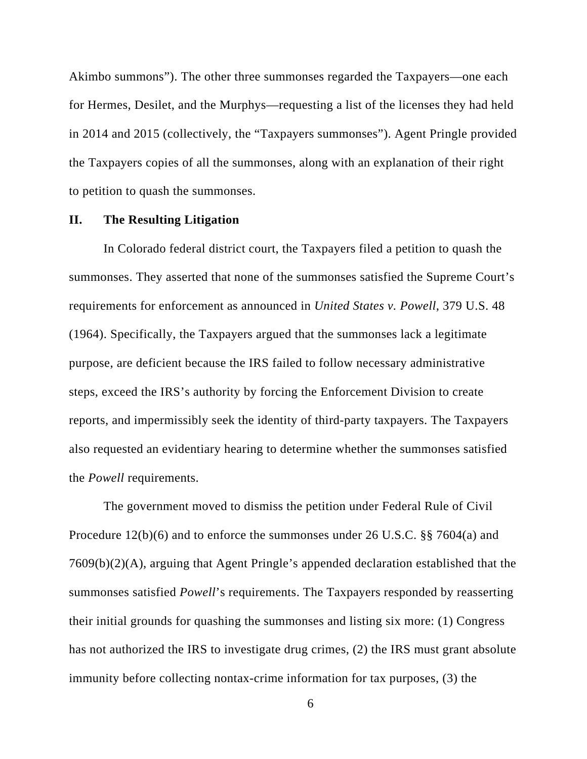Akimbo summons"). The other three summonses regarded the Taxpayers—one each for Hermes, Desilet, and the Murphys—requesting a list of the licenses they had held in 2014 and 2015 (collectively, the "Taxpayers summonses"). Agent Pringle provided the Taxpayers copies of all the summonses, along with an explanation of their right to petition to quash the summonses.

## II. The Resulting Litigation

In Colorado federal district court, the Taxpayers filed a petition to quash the summonses. They asserted that none of the summonses satisfied the Supreme Court's requirements for enforcement as announced in *United States v. Powell*, 379 U.S. 48 (1964). Specifically, the Taxpayers argued that the summonses lack a legitimate purpose, are deficient because the IRS failed to follow necessary administrative steps, exceed the IRS's authority by forcing the Enforcement Division to create reports, and impermissibly seek the identity of third-party taxpayers. The Taxpayers also requested an evidentiary hearing to determine whether the summonses satisfied the *Powell* requirements.

The government moved to dismiss the petition under Federal Rule of Civil Procedure 12(b)(6) and to enforce the summonses under 26 U.S.C. §§ 7604(a) and 7609(b)(2)(A), arguing that Agent Pringle's appended declaration established that the summonses satisfied *Powell*'s requirements. The Taxpayers responded by reasserting their initial grounds for quashing the summonses and listing six more: (1) Congress has not authorized the IRS to investigate drug crimes, (2) the IRS must grant absolute immunity before collecting nontax-crime information for tax purposes, (3) the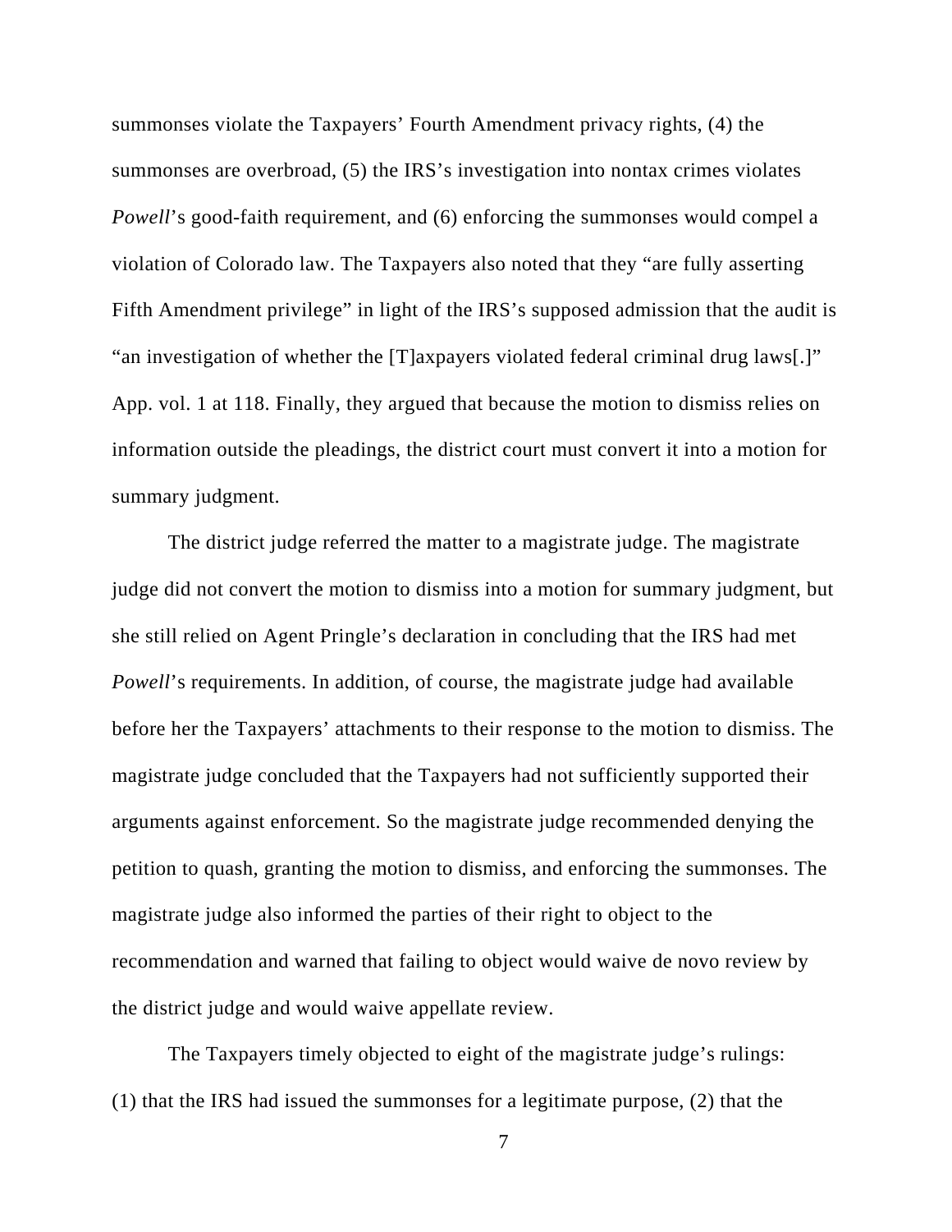summonses violate the Taxpayers' Fourth Amendment privacy rights, (4) the summonses are overbroad, (5) the IRS's investigation into nontax crimes violates *Powell*'s good-faith requirement, and (6) enforcing the summonses would compel a violation of Colorado law. The Taxpayers also noted that they "are fully asserting Fifth Amendment privilege" in light of the IRS's supposed admission that the audit is "an investigation of whether the [T]axpayers violated federal criminal drug laws[.]" App. vol. 1 at 118. Finally, they argued that because the motion to dismiss relies on information outside the pleadings, the district court must convert it into a motion for summary judgment.

The district judge referred the matter to a magistrate judge. The magistrate judge did not convert the motion to dismiss into a motion for summary judgment, but she still relied on Agent Pringle's declaration in concluding that the IRS had met *Powell*'s requirements. In addition, of course, the magistrate judge had available before her the Taxpayers' attachments to their response to the motion to dismiss. The magistrate judge concluded that the Taxpayers had not sufficiently supported their arguments against enforcement. So the magistrate judge recommended denying the petition to quash, granting the motion to dismiss, and enforcing the summonses. The magistrate judge also informed the parties of their right to object to the recommendation and warned that failing to object would waive de novo review by the district judge and would waive appellate review.

The Taxpayers timely objected to eight of the magistrate judge's rulings: (1) that the IRS had issued the summonses for a legitimate purpose, (2) that the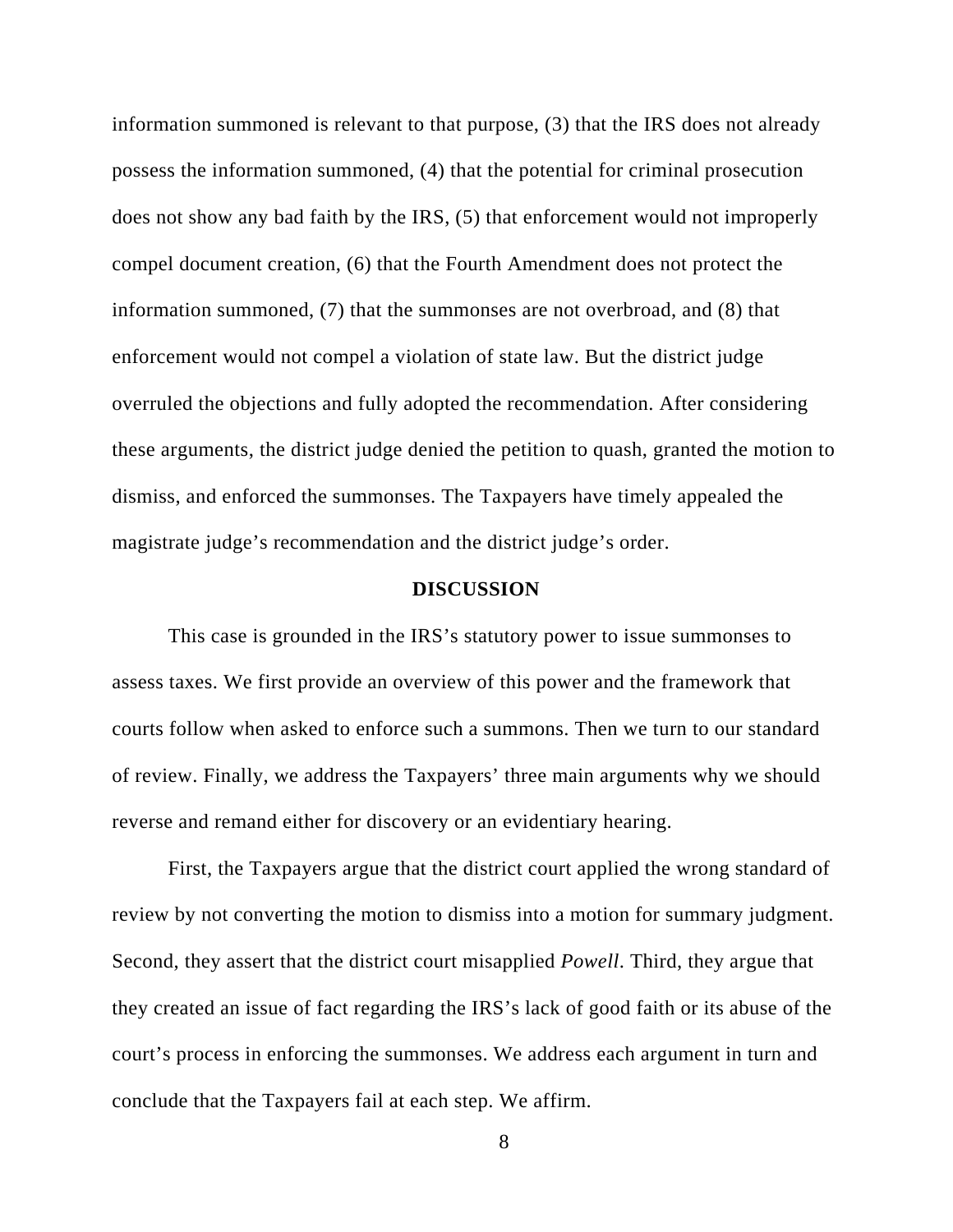information summoned is relevant to that purpose, (3) that the IRS does not already possess the information summoned, (4) that the potential for criminal prosecution does not show any bad faith by the IRS, (5) that enforcement would not improperly compel document creation, (6) that the Fourth Amendment does not protect the information summoned, (7) that the summonses are not overbroad, and (8) that enforcement would not compel a violation of state law. But the district judge overruled the objections and fully adopted the recommendation. After considering these arguments, the district judge denied the petition to quash, granted the motion to dismiss, and enforced the summonses. The Taxpayers have timely appealed the magistrate judge's recommendation and the district judge's order.

## DISCUSSION

This case is grounded in the IRS's statutory power to issue summonses to assess taxes. We first provide an overview of this power and the framework that courts follow when asked to enforce such a summons. Then we turn to our standard of review. Finally, we address the Taxpayers' three main arguments why we should reverse and remand either for discovery or an evidentiary hearing.

First, the Taxpayers argue that the district court applied the wrong standard of review by not converting the motion to dismiss into a motion for summary judgment. Second, they assert that the district court misapplied *Powell*. Third, they argue that they created an issue of fact regarding the IRS's lack of good faith or its abuse of the court's process in enforcing the summonses. We address each argument in turn and conclude that the Taxpayers fail at each step. We affirm.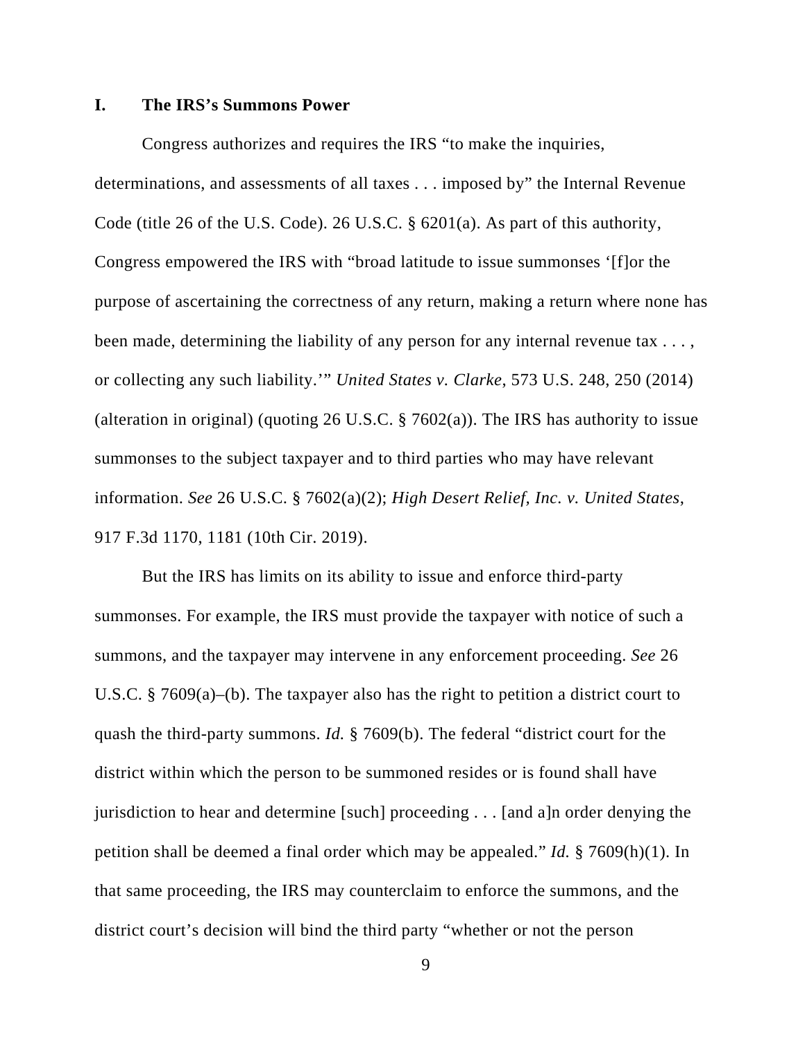## I. The IRS's Summons Power

Congress authorizes and requires the IRS "to make the inquiries, determinations, and assessments of all taxes . . . imposed by" the Internal Revenue Code (title 26 of the U.S. Code). 26 U.S.C. § 6201(a). As part of this authority, Congress empowered the IRS with "broad latitude to issue summonses '[f]or the purpose of ascertaining the correctness of any return, making a return where none has been made, determining the liability of any person for any internal revenue tax . . . , or collecting any such liability.'" *United States v. Clarke*, 573 U.S. 248, 250 (2014) (alteration in original) (quoting 26 U.S.C. § 7602(a)). The IRS has authority to issue summonses to the subject taxpayer and to third parties who may have relevant information. *See* 26 U.S.C. § 7602(a)(2); *High Desert Relief, Inc. v. United States*, 917 F.3d 1170, 1181 (10th Cir. 2019).

But the IRS has limits on its ability to issue and enforce third-party summonses. For example, the IRS must provide the taxpayer with notice of such a summons, and the taxpayer may intervene in any enforcement proceeding. *See* 26 U.S.C. § 7609(a)–(b). The taxpayer also has the right to petition a district court to quash the third-party summons. *Id.* § 7609(b). The federal "district court for the district within which the person to be summoned resides or is found shall have jurisdiction to hear and determine [such] proceeding . . . [and a]n order denying the petition shall be deemed a final order which may be appealed." *Id.* § 7609(h)(1). In that same proceeding, the IRS may counterclaim to enforce the summons, and the district court's decision will bind the third party "whether or not the person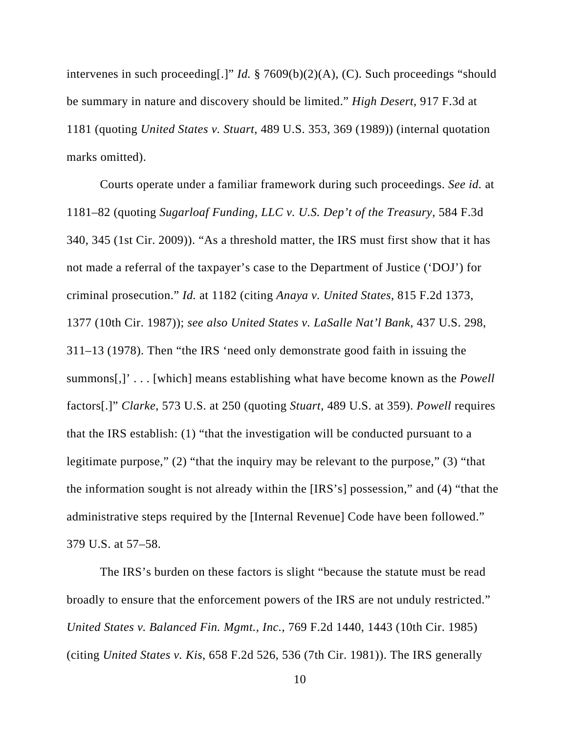intervenes in such proceeding[.]" *Id.* § 7609(b)(2)(A), (C). Such proceedings "should be summary in nature and discovery should be limited." *High Desert*, 917 F.3d at 1181 (quoting *United States v. Stuart*, 489 U.S. 353, 369 (1989)) (internal quotation marks omitted).

Courts operate under a familiar framework during such proceedings. *See id.* at 1181–82 (quoting *Sugarloaf Funding, LLC v. U.S. Dep't of the Treasury*, 584 F.3d 340, 345 (1st Cir. 2009)). "As a threshold matter, the IRS must first show that it has not made a referral of the taxpayer's case to the Department of Justice ('DOJ') for criminal prosecution." *Id.* at 1182 (citing *Anaya v. United States*, 815 F.2d 1373, 1377 (10th Cir. 1987)); *see also United States v. LaSalle Nat'l Bank*, 437 U.S. 298, 311–13 (1978). Then "the IRS 'need only demonstrate good faith in issuing the summons[,]' . . . [which] means establishing what have become known as the *Powell* factors[.]" *Clarke*, 573 U.S. at 250 (quoting *Stuart*, 489 U.S. at 359). *Powell* requires that the IRS establish: (1) "that the investigation will be conducted pursuant to a legitimate purpose," (2) "that the inquiry may be relevant to the purpose," (3) "that the information sought is not already within the [IRS's] possession," and (4) "that the administrative steps required by the [Internal Revenue] Code have been followed." 379 U.S. at 57–58.

The IRS's burden on these factors is slight "because the statute must be read broadly to ensure that the enforcement powers of the IRS are not unduly restricted." *United States v. Balanced Fin. Mgmt., Inc.*, 769 F.2d 1440, 1443 (10th Cir. 1985) (citing *United States v. Kis*, 658 F.2d 526, 536 (7th Cir. 1981)). The IRS generally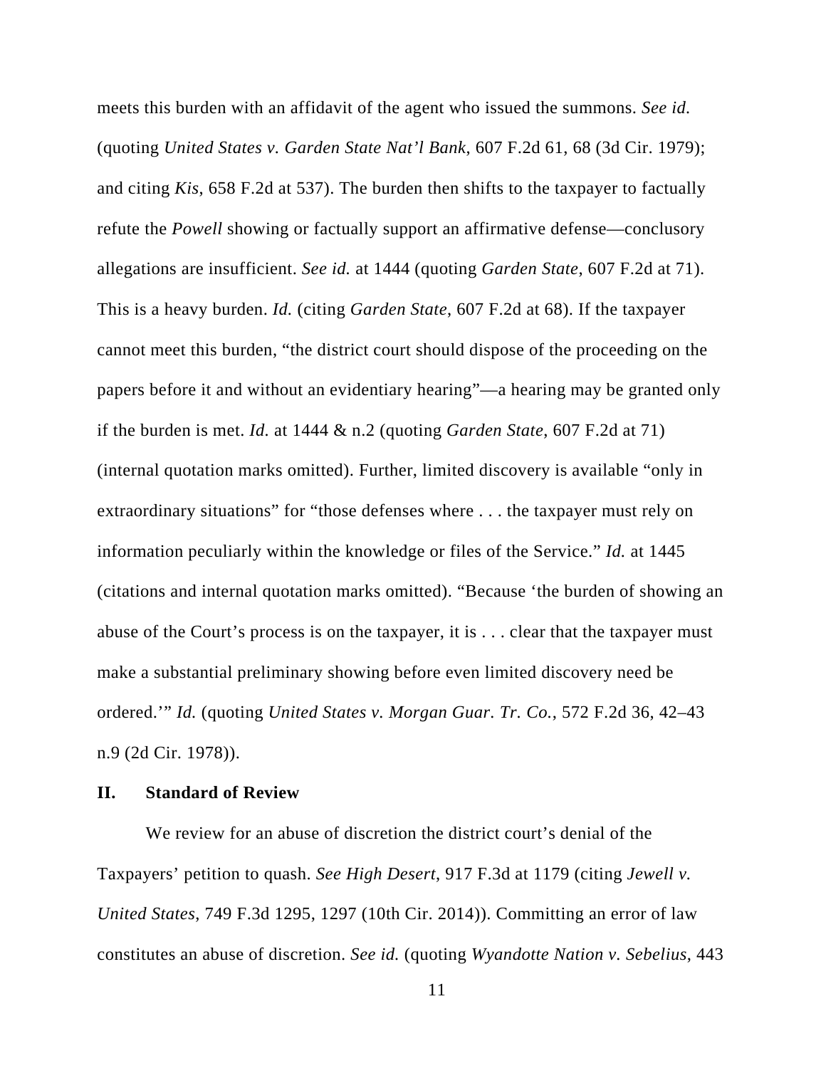meets this burden with an affidavit of the agent who issued the summons. *See id.* (quoting *United States v. Garden State Nat'l Bank*, 607 F.2d 61, 68 (3d Cir. 1979); and citing *Kis*, 658 F.2d at 537). The burden then shifts to the taxpayer to factually refute the *Powell* showing or factually support an affirmative defense—conclusory allegations are insufficient. *See id.* at 1444 (quoting *Garden State*, 607 F.2d at 71). This is a heavy burden. *Id.* (citing *Garden State*, 607 F.2d at 68). If the taxpayer cannot meet this burden, "the district court should dispose of the proceeding on the papers before it and without an evidentiary hearing"—a hearing may be granted only if the burden is met. *Id.* at 1444 & n.2 (quoting *Garden State*, 607 F.2d at 71) (internal quotation marks omitted). Further, limited discovery is available "only in extraordinary situations" for "those defenses where . . . the taxpayer must rely on information peculiarly within the knowledge or files of the Service." *Id.* at 1445 (citations and internal quotation marks omitted). "Because 'the burden of showing an abuse of the Court's process is on the taxpayer, it is . . . clear that the taxpayer must make a substantial preliminary showing before even limited discovery need be ordered.'" *Id.* (quoting *United States v. Morgan Guar. Tr. Co.*, 572 F.2d 36, 42–43 n.9 (2d Cir. 1978)).

## II. Standard of Review

We review for an abuse of discretion the district court's denial of the Taxpayers' petition to quash. *See High Desert*, 917 F.3d at 1179 (citing *Jewell v. United States*, 749 F.3d 1295, 1297 (10th Cir. 2014)). Committing an error of law constitutes an abuse of discretion. *See id.* (quoting *Wyandotte Nation v. Sebelius*, 443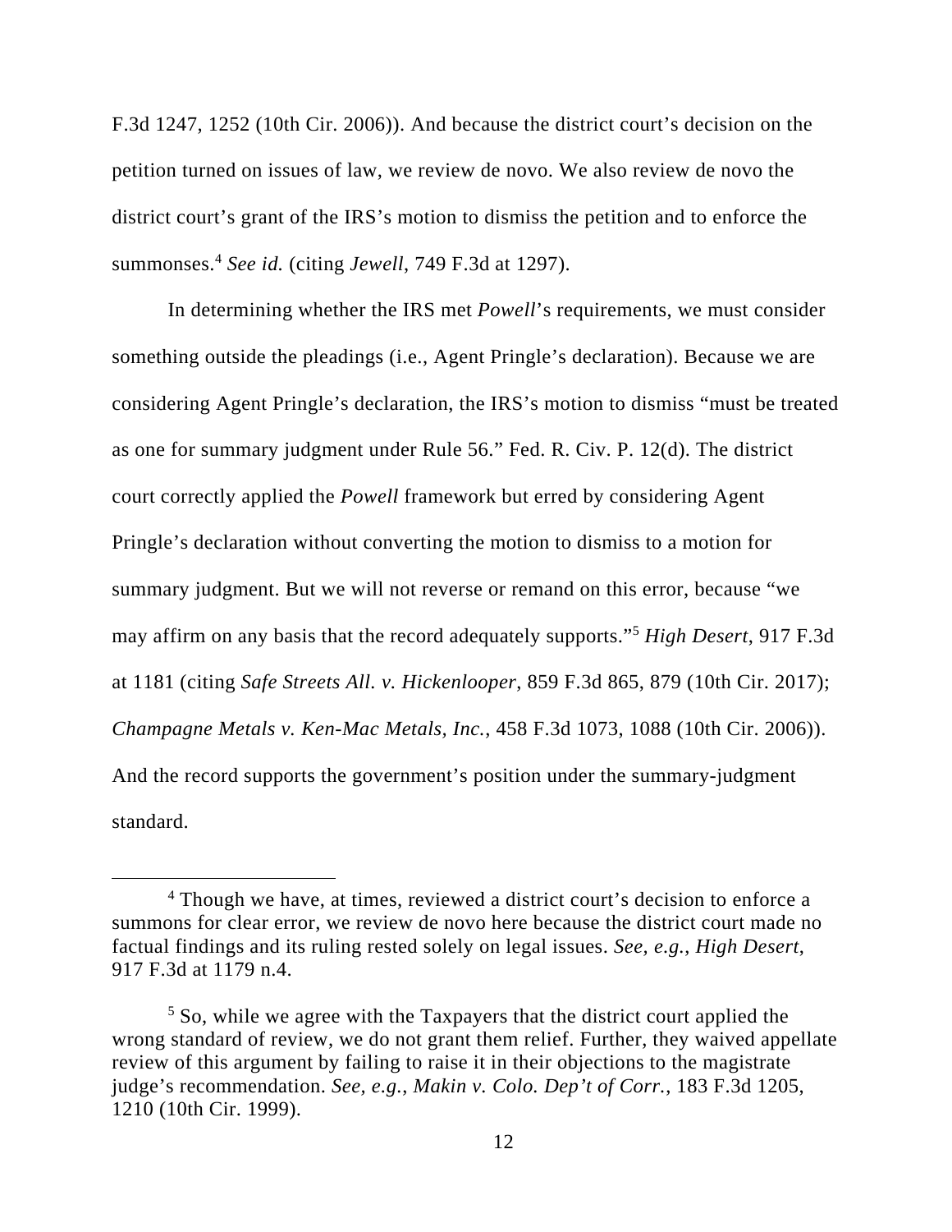F.3d 1247, 1252 (10th Cir. 2006)). And because the district court's decision on the petition turned on issues of law, we review de novo. We also review de novo the district court's grant of the IRS's motion to dismiss the petition and to enforce the summonses.[4] *See id.* (citing *Jewell*, 749 F.3d at 1297).

In determining whether the IRS met *Powell*'s requirements, we must consider something outside the pleadings (i.e., Agent Pringle's declaration). Because we are considering Agent Pringle's declaration, the IRS's motion to dismiss "must be treated as one for summary judgment under Rule 56." Fed. R. Civ. P. 12(d). The district court correctly applied the *Powell* framework but erred by considering Agent Pringle's declaration without converting the motion to dismiss to a motion for summary judgment. But we will not reverse or remand on this error, because "we may affirm on any basis that the record adequately supports."[5] *High Desert*, 917 F.3d at 1181 (citing *Safe Streets All. v. Hickenlooper*, 859 F.3d 865, 879 (10th Cir. 2017); *Champagne Metals v. Ken-Mac Metals, Inc.*, 458 F.3d 1073, 1088 (10th Cir. 2006)). And the record supports the government's position under the summary-judgment standard.

---

[4] Though we have, at times, reviewed a district court's decision to enforce a summons for clear error, we review de novo here because the district court made no factual findings and its ruling rested solely on legal issues. *See, e.g.*, *High Desert*, 917 F.3d at 1179 n.4.

[5] So, while we agree with the Taxpayers that the district court applied the wrong standard of review, we do not grant them relief. Further, they waived appellate review of this argument by failing to raise it in their objections to the magistrate judge's recommendation. *See, e.g.*, *Makin v. Colo. Dep't of Corr.*, 183 F.3d 1205, 1210 (10th Cir. 1999).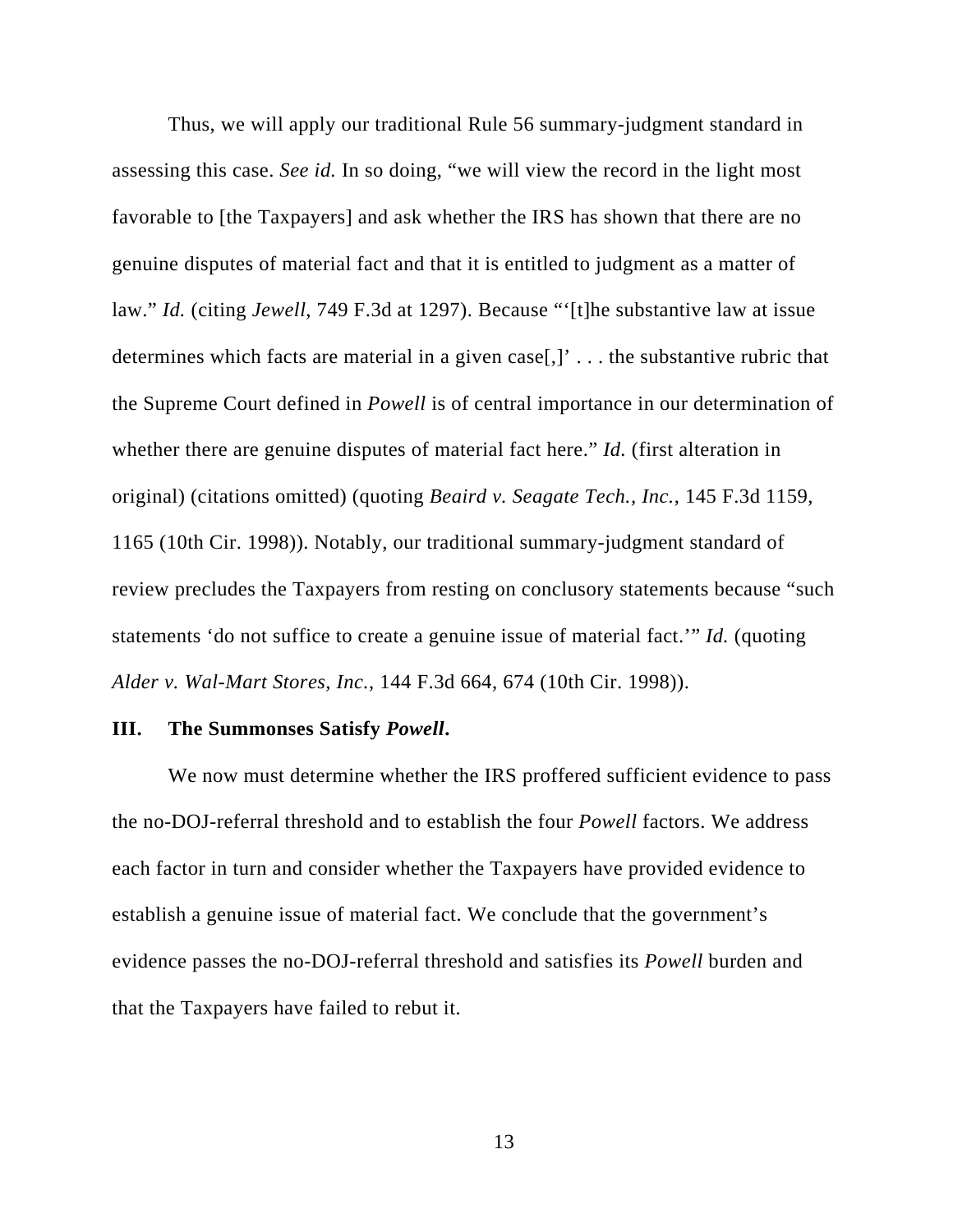Thus, we will apply our traditional Rule 56 summary-judgment standard in assessing this case. *See id.* In so doing, "we will view the record in the light most favorable to [the Taxpayers] and ask whether the IRS has shown that there are no genuine disputes of material fact and that it is entitled to judgment as a matter of law." *Id.* (citing *Jewell*, 749 F.3d at 1297). Because "'[t]he substantive law at issue determines which facts are material in a given case[,]' . . . the substantive rubric that the Supreme Court defined in *Powell* is of central importance in our determination of whether there are genuine disputes of material fact here." *Id.* (first alteration in original) (citations omitted) (quoting *Beaird v. Seagate Tech., Inc.*, 145 F.3d 1159, 1165 (10th Cir. 1998)). Notably, our traditional summary-judgment standard of review precludes the Taxpayers from resting on conclusory statements because "such statements 'do not suffice to create a genuine issue of material fact.'" *Id.* (quoting *Alder v. Wal-Mart Stores, Inc.*, 144 F.3d 664, 674 (10th Cir. 1998)).

## III. The Summonses Satisfy *Powell*.

We now must determine whether the IRS proffered sufficient evidence to pass the no-DOJ-referral threshold and to establish the four *Powell* factors. We address each factor in turn and consider whether the Taxpayers have provided evidence to establish a genuine issue of material fact. We conclude that the government's evidence passes the no-DOJ-referral threshold and satisfies its *Powell* burden and that the Taxpayers have failed to rebut it.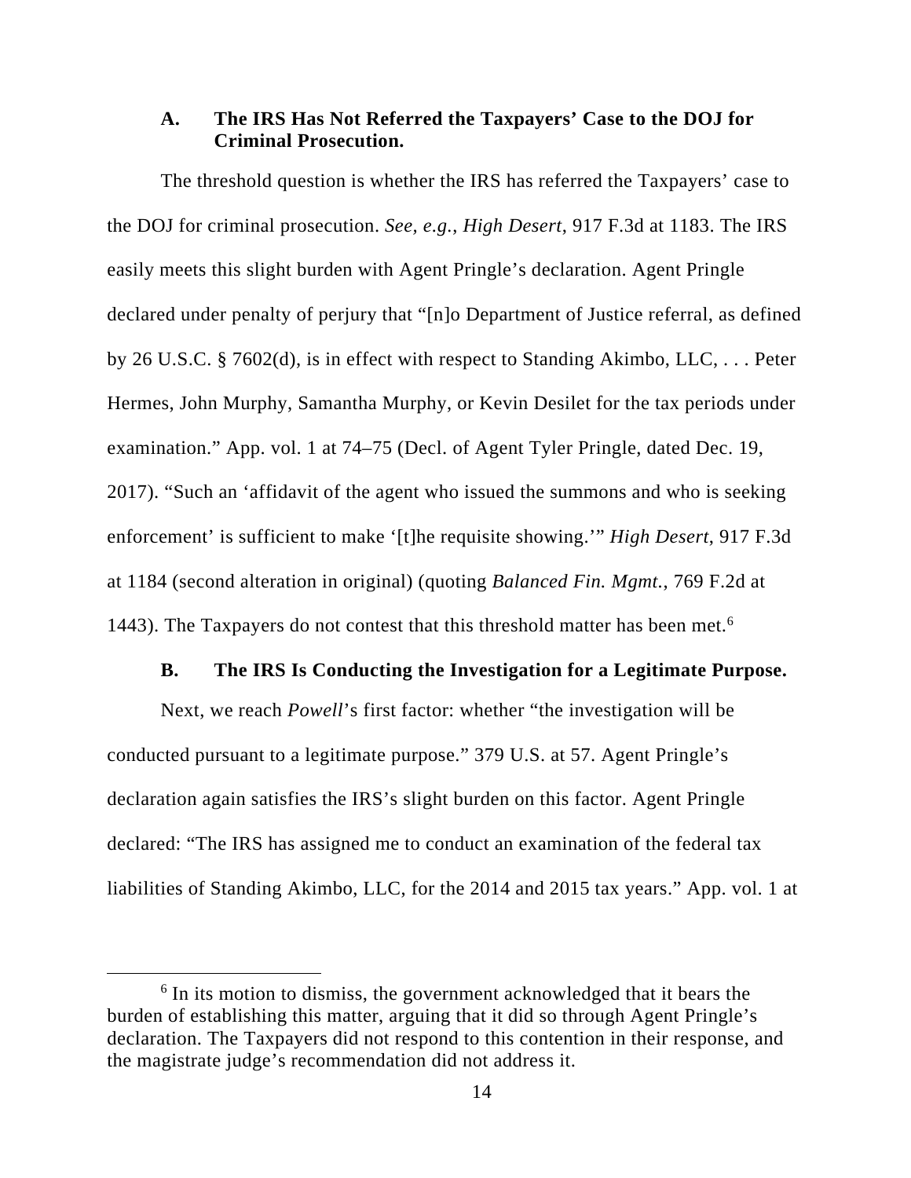### A. The IRS Has Not Referred the Taxpayers' Case to the DOJ for Criminal Prosecution.

The threshold question is whether the IRS has referred the Taxpayers' case to the DOJ for criminal prosecution. *See, e.g.*, *High Desert*, 917 F.3d at 1183. The IRS easily meets this slight burden with Agent Pringle's declaration. Agent Pringle declared under penalty of perjury that "[n]o Department of Justice referral, as defined by 26 U.S.C. § 7602(d), is in effect with respect to Standing Akimbo, LLC, . . . Peter Hermes, John Murphy, Samantha Murphy, or Kevin Desilet for the tax periods under examination." App. vol. 1 at 74–75 (Decl. of Agent Tyler Pringle, dated Dec. 19, 2017). "Such an 'affidavit of the agent who issued the summons and who is seeking enforcement' is sufficient to make '[t]he requisite showing.'" *High Desert*, 917 F.3d at 1184 (second alteration in original) (quoting *Balanced Fin. Mgmt.*, 769 F.2d at 1443). The Taxpayers do not contest that this threshold matter has been met.[6]

### B. The IRS Is Conducting the Investigation for a Legitimate Purpose.

Next, we reach *Powell*'s first factor: whether "the investigation will be conducted pursuant to a legitimate purpose." 379 U.S. at 57. Agent Pringle's declaration again satisfies the IRS's slight burden on this factor. Agent Pringle declared: "The IRS has assigned me to conduct an examination of the federal tax liabilities of Standing Akimbo, LLC, for the 2014 and 2015 tax years." App. vol. 1 at

[6] In its motion to dismiss, the government acknowledged that it bears the burden of establishing this matter, arguing that it did so through Agent Pringle's declaration. The Taxpayers did not respond to this contention in their response, and the magistrate judge's recommendation did not address it.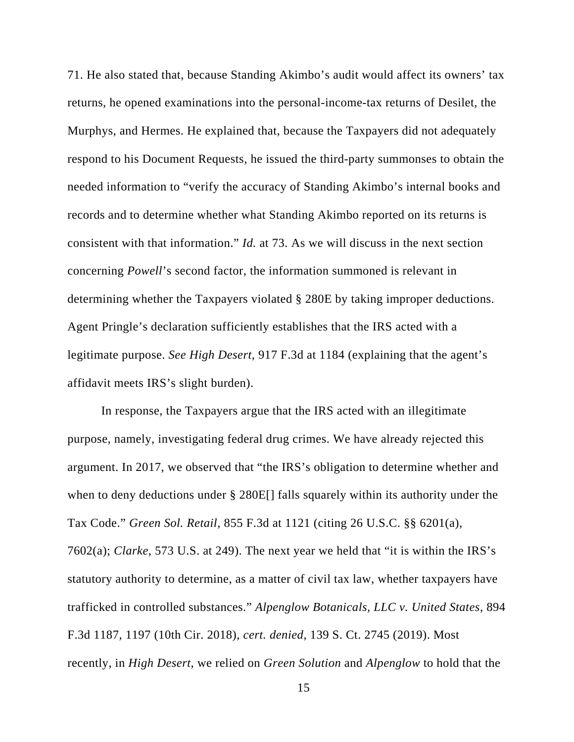71. He also stated that, because Standing Akimbo's audit would affect its owners' tax returns, he opened examinations into the personal-income-tax returns of Desilet, the Murphys, and Hermes. He explained that, because the Taxpayers did not adequately respond to his Document Requests, he issued the third-party summonses to obtain the needed information to "verify the accuracy of Standing Akimbo's internal books and records and to determine whether what Standing Akimbo reported on its returns is consistent with that information." *Id.* at 73. As we will discuss in the next section concerning *Powell*'s second factor, the information summoned is relevant in determining whether the Taxpayers violated § 280E by taking improper deductions. Agent Pringle's declaration sufficiently establishes that the IRS acted with a legitimate purpose. *See High Desert*, 917 F.3d at 1184 (explaining that the agent's affidavit meets IRS's slight burden).

In response, the Taxpayers argue that the IRS acted with an illegitimate purpose, namely, investigating federal drug crimes. We have already rejected this argument. In 2017, we observed that "the IRS's obligation to determine whether and when to deny deductions under § 280E[] falls squarely within its authority under the Tax Code." *Green Sol. Retail*, 855 F.3d at 1121 (citing 26 U.S.C. §§ 6201(a), 7602(a); *Clarke*, 573 U.S. at 249). The next year we held that "it is within the IRS's statutory authority to determine, as a matter of civil tax law, whether taxpayers have trafficked in controlled substances." *Alpenglow Botanicals, LLC v. United States*, 894 F.3d 1187, 1197 (10th Cir. 2018), *cert. denied*, 139 S. Ct. 2745 (2019). Most recently, in *High Desert*, we relied on *Green Solution* and *Alpenglow* to hold that the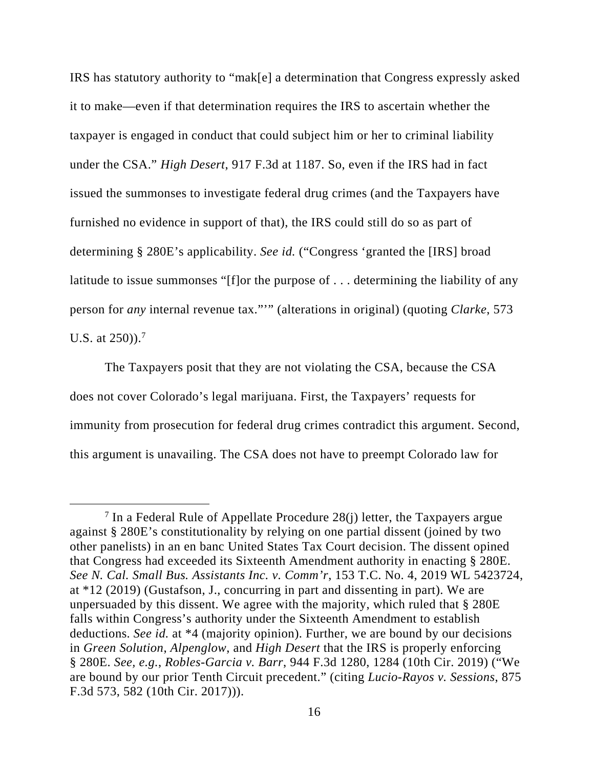IRS has statutory authority to "mak[e] a determination that Congress expressly asked it to make—even if that determination requires the IRS to ascertain whether the taxpayer is engaged in conduct that could subject him or her to criminal liability under the CSA." *High Desert*, 917 F.3d at 1187. So, even if the IRS had in fact issued the summonses to investigate federal drug crimes (and the Taxpayers have furnished no evidence in support of that), the IRS could still do so as part of determining § 280E's applicability. *See id.* ("Congress 'granted the [IRS] broad latitude to issue summonses "[f]or the purpose of . . . determining the liability of any person for *any* internal revenue tax."'" (alterations in original) (quoting *Clarke*, 573 U.S. at 250)).[7]

The Taxpayers posit that they are not violating the CSA, because the CSA does not cover Colorado's legal marijuana. First, the Taxpayers' requests for immunity from prosecution for federal drug crimes contradict this argument. Second, this argument is unavailing. The CSA does not have to preempt Colorado law for

[7] In a Federal Rule of Appellate Procedure 28(j) letter, the Taxpayers argue against § 280E's constitutionality by relying on one partial dissent (joined by two other panelists) in an en banc United States Tax Court decision. The dissent opined that Congress had exceeded its Sixteenth Amendment authority in enacting § 280E. *See N. Cal. Small Bus. Assistants Inc. v. Comm'r*, 153 T.C. No. 4, 2019 WL 5423724, at *12 (2019) (Gustafson, J., concurring in part and dissenting in part). We are unpersuaded by this dissent. We agree with the majority, which ruled that § 280E falls within Congress's authority under the Sixteenth Amendment to establish deductions. *See id.* at *4 (majority opinion). Further, we are bound by our decisions in *Green Solution*, *Alpenglow*, and *High Desert* that the IRS is properly enforcing § 280E. *See, e.g.*, *Robles-Garcia v. Barr*, 944 F.3d 1280, 1284 (10th Cir. 2019) ("We are bound by our prior Tenth Circuit precedent." (citing *Lucio-Rayos v. Sessions*, 875 F.3d 573, 582 (10th Cir. 2017))).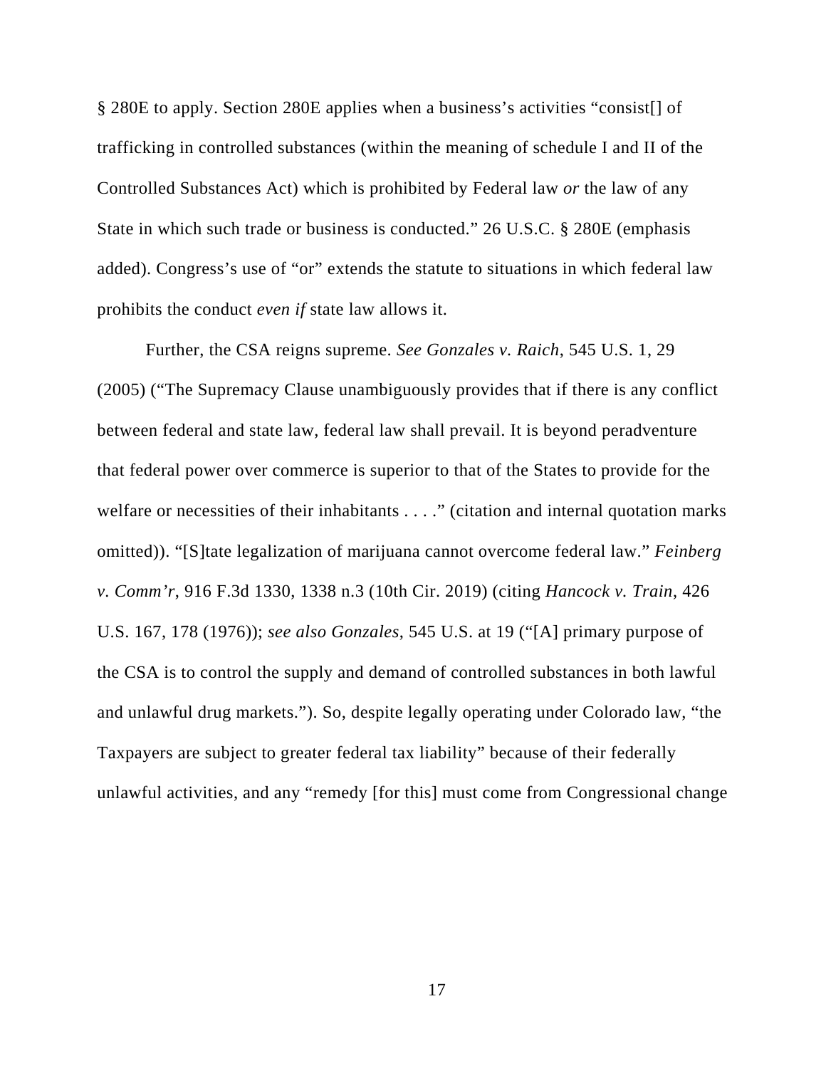§ 280E to apply. Section 280E applies when a business's activities "consist[] of trafficking in controlled substances (within the meaning of schedule I and II of the Controlled Substances Act) which is prohibited by Federal law *or* the law of any State in which such trade or business is conducted." 26 U.S.C. § 280E (emphasis added). Congress's use of "or" extends the statute to situations in which federal law prohibits the conduct *even if* state law allows it.

Further, the CSA reigns supreme. *See Gonzales v. Raich*, 545 U.S. 1, 29 (2005) ("The Supremacy Clause unambiguously provides that if there is any conflict between federal and state law, federal law shall prevail. It is beyond peradventure that federal power over commerce is superior to that of the States to provide for the welfare or necessities of their inhabitants . . . ." (citation and internal quotation marks omitted)). "[S]tate legalization of marijuana cannot overcome federal law." *Feinberg v. Comm'r*, 916 F.3d 1330, 1338 n.3 (10th Cir. 2019) (citing *Hancock v. Train*, 426 U.S. 167, 178 (1976)); *see also Gonzales*, 545 U.S. at 19 ("[A] primary purpose of the CSA is to control the supply and demand of controlled substances in both lawful and unlawful drug markets."). So, despite legally operating under Colorado law, "the Taxpayers are subject to greater federal tax liability" because of their federally unlawful activities, and any "remedy [for this] must come from Congressional change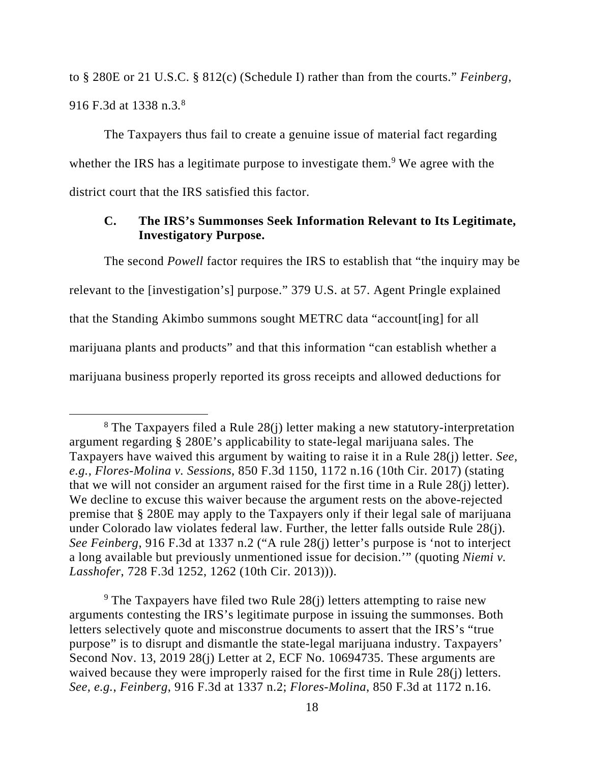to § 280E or 21 U.S.C. § 812(c) (Schedule I) rather than from the courts." *Feinberg*, 916 F.3d at 1338 n.3.[8]

The Taxpayers thus fail to create a genuine issue of material fact regarding whether the IRS has a legitimate purpose to investigate them.[9] We agree with the district court that the IRS satisfied this factor.

### C. The IRS's Summonses Seek Information Relevant to Its Legitimate, Investigatory Purpose.

The second *Powell* factor requires the IRS to establish that "the inquiry may be relevant to the [investigation's] purpose." 379 U.S. at 57. Agent Pringle explained that the Standing Akimbo summons sought METRC data "account[ing] for all marijuana plants and products" and that this information "can establish whether a marijuana business properly reported its gross receipts and allowed deductions for

---

[8] The Taxpayers filed a Rule 28(j) letter making a new statutory-interpretation argument regarding § 280E's applicability to state-legal marijuana sales. The Taxpayers have waived this argument by waiting to raise it in a Rule 28(j) letter. *See, e.g.*, *Flores-Molina v. Sessions*, 850 F.3d 1150, 1172 n.16 (10th Cir. 2017) (stating that we will not consider an argument raised for the first time in a Rule 28(j) letter). We decline to excuse this waiver because the argument rests on the above-rejected premise that § 280E may apply to the Taxpayers only if their legal sale of marijuana under Colorado law violates federal law. Further, the letter falls outside Rule 28(j). *See Feinberg*, 916 F.3d at 1337 n.2 ("A rule 28(j) letter's purpose is 'not to interject a long available but previously unmentioned issue for decision.'" (quoting *Niemi v. Lasshofer*, 728 F.3d 1252, 1262 (10th Cir. 2013))).

[9] The Taxpayers have filed two Rule 28(j) letters attempting to raise new arguments contesting the IRS's legitimate purpose in issuing the summonses. Both letters selectively quote and misconstrue documents to assert that the IRS's "true purpose" is to disrupt and dismantle the state-legal marijuana industry. Taxpayers' Second Nov. 13, 2019 28(j) Letter at 2, ECF No. 10694735. These arguments are waived because they were improperly raised for the first time in Rule 28(j) letters. *See, e.g.*, *Feinberg*, 916 F.3d at 1337 n.2; *Flores-Molina*, 850 F.3d at 1172 n.16.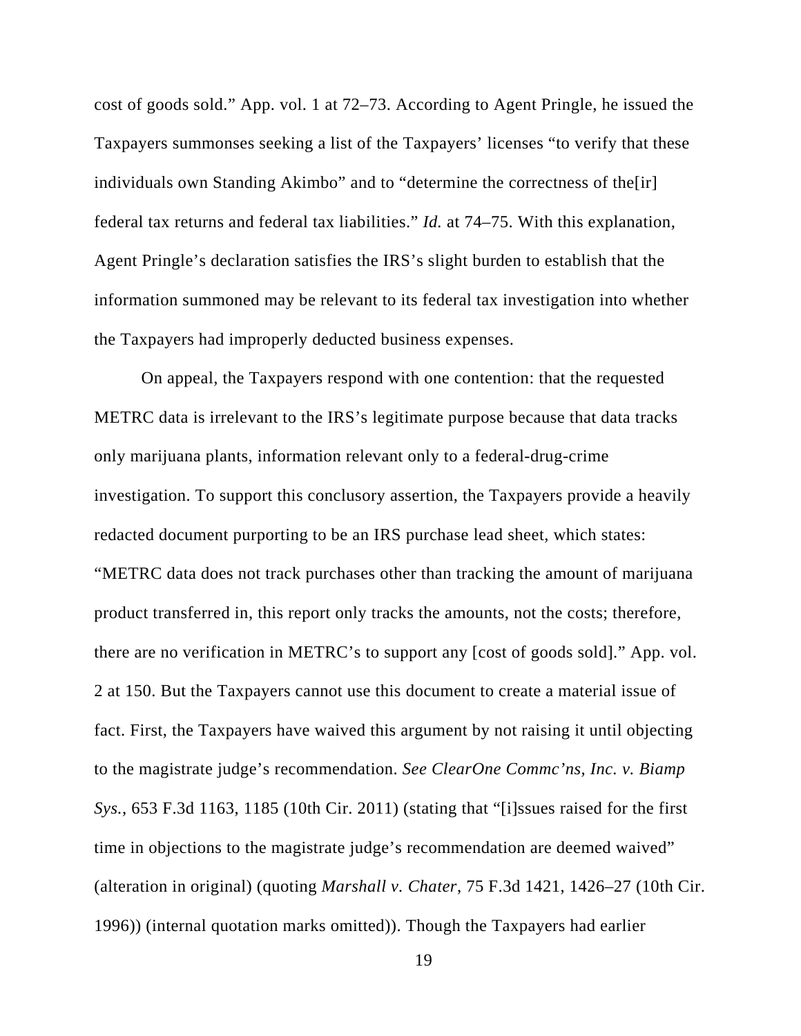cost of goods sold." App. vol. 1 at 72–73. According to Agent Pringle, he issued the Taxpayers summonses seeking a list of the Taxpayers' licenses "to verify that these individuals own Standing Akimbo" and to "determine the correctness of the[ir] federal tax returns and federal tax liabilities." *Id.* at 74–75. With this explanation, Agent Pringle's declaration satisfies the IRS's slight burden to establish that the information summoned may be relevant to its federal tax investigation into whether the Taxpayers had improperly deducted business expenses.

On appeal, the Taxpayers respond with one contention: that the requested METRC data is irrelevant to the IRS's legitimate purpose because that data tracks only marijuana plants, information relevant only to a federal-drug-crime investigation. To support this conclusory assertion, the Taxpayers provide a heavily redacted document purporting to be an IRS purchase lead sheet, which states: "METRC data does not track purchases other than tracking the amount of marijuana product transferred in, this report only tracks the amounts, not the costs; therefore, there are no verification in METRC's to support any [cost of goods sold]." App. vol. 2 at 150. But the Taxpayers cannot use this document to create a material issue of fact. First, the Taxpayers have waived this argument by not raising it until objecting to the magistrate judge's recommendation. *See ClearOne Commc'ns, Inc. v. Biamp Sys.*, 653 F.3d 1163, 1185 (10th Cir. 2011) (stating that "[i]ssues raised for the first time in objections to the magistrate judge's recommendation are deemed waived" (alteration in original) (quoting *Marshall v. Chater*, 75 F.3d 1421, 1426–27 (10th Cir. 1996)) (internal quotation marks omitted)). Though the Taxpayers had earlier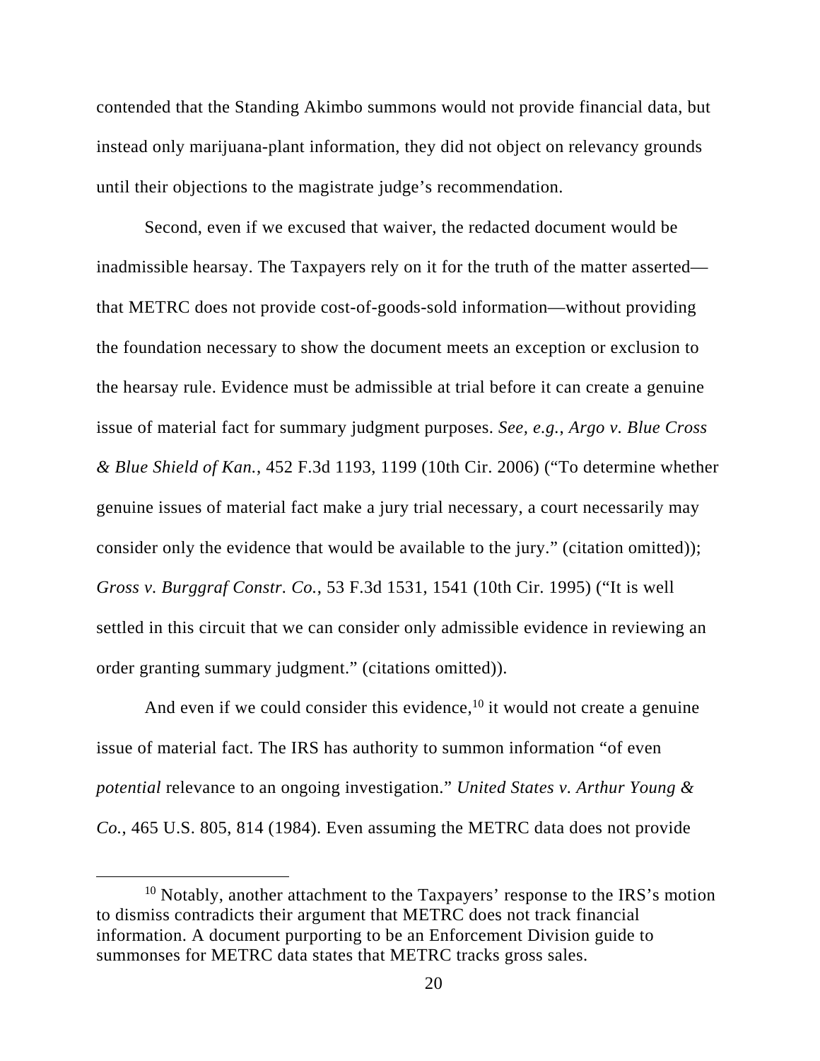contended that the Standing Akimbo summons would not provide financial data, but instead only marijuana-plant information, they did not object on relevancy grounds until their objections to the magistrate judge's recommendation.

Second, even if we excused that waiver, the redacted document would be inadmissible hearsay. The Taxpayers rely on it for the truth of the matter asserted—that METRC does not provide cost-of-goods-sold information—without providing the foundation necessary to show the document meets an exception or exclusion to the hearsay rule. Evidence must be admissible at trial before it can create a genuine issue of material fact for summary judgment purposes. *See, e.g.*, *Argo v. Blue Cross & Blue Shield of Kan.*, 452 F.3d 1193, 1199 (10th Cir. 2006) ("To determine whether genuine issues of material fact make a jury trial necessary, a court necessarily may consider only the evidence that would be available to the jury." (citation omitted)); *Gross v. Burggraf Constr. Co.*, 53 F.3d 1531, 1541 (10th Cir. 1995) ("It is well settled in this circuit that we can consider only admissible evidence in reviewing an order granting summary judgment." (citations omitted)).

And even if we could consider this evidence,[10] it would not create a genuine issue of material fact. The IRS has authority to summon information "of even *potential* relevance to an ongoing investigation." *United States v. Arthur Young & Co.*, 465 U.S. 805, 814 (1984). Even assuming the METRC data does not provide

[10] Notably, another attachment to the Taxpayers' response to the IRS's motion to dismiss contradicts their argument that METRC does not track financial information. A document purporting to be an Enforcement Division guide to summonses for METRC data states that METRC tracks gross sales.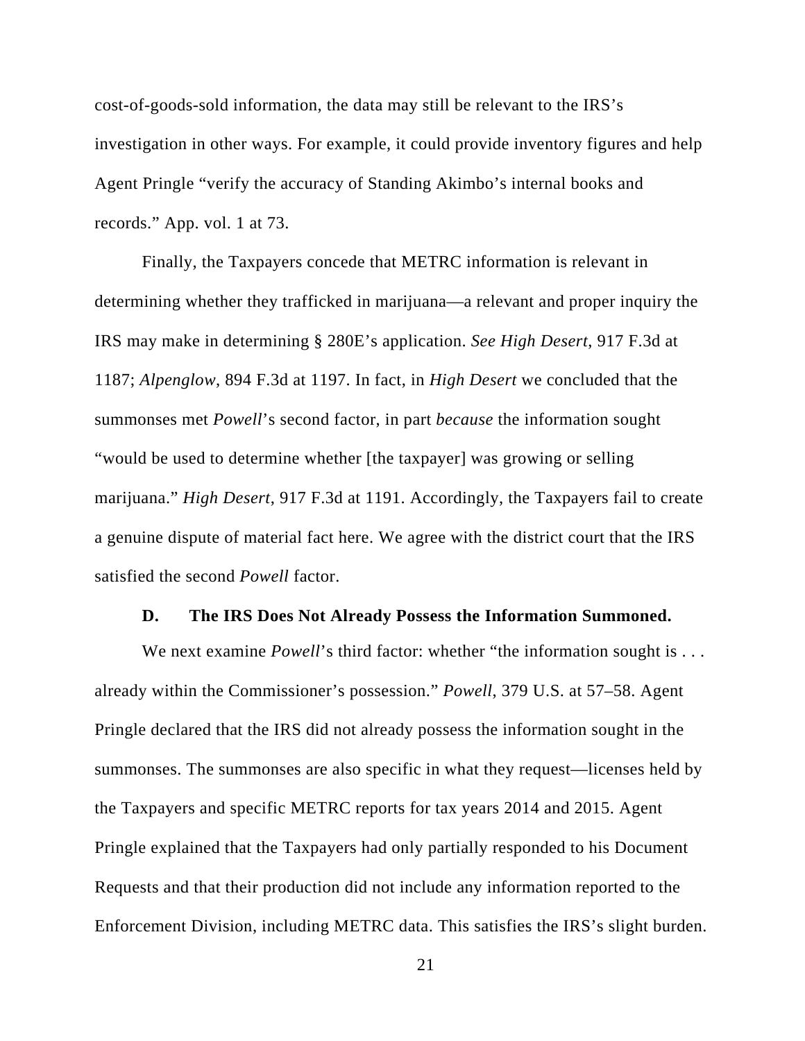cost-of-goods-sold information, the data may still be relevant to the IRS's investigation in other ways. For example, it could provide inventory figures and help Agent Pringle "verify the accuracy of Standing Akimbo's internal books and records." App. vol. 1 at 73.

Finally, the Taxpayers concede that METRC information is relevant in determining whether they trafficked in marijuana—a relevant and proper inquiry the IRS may make in determining § 280E's application. *See High Desert*, 917 F.3d at 1187; *Alpenglow*, 894 F.3d at 1197. In fact, in *High Desert* we concluded that the summonses met *Powell*'s second factor, in part *because* the information sought "would be used to determine whether [the taxpayer] was growing or selling marijuana." *High Desert*, 917 F.3d at 1191. Accordingly, the Taxpayers fail to create a genuine dispute of material fact here. We agree with the district court that the IRS satisfied the second *Powell* factor.

### D. The IRS Does Not Already Possess the Information Summoned.

We next examine *Powell*'s third factor: whether "the information sought is . . . already within the Commissioner's possession." *Powell*, 379 U.S. at 57–58. Agent Pringle declared that the IRS did not already possess the information sought in the summonses. The summonses are also specific in what they request—licenses held by the Taxpayers and specific METRC reports for tax years 2014 and 2015. Agent Pringle explained that the Taxpayers had only partially responded to his Document Requests and that their production did not include any information reported to the Enforcement Division, including METRC data. This satisfies the IRS's slight burden.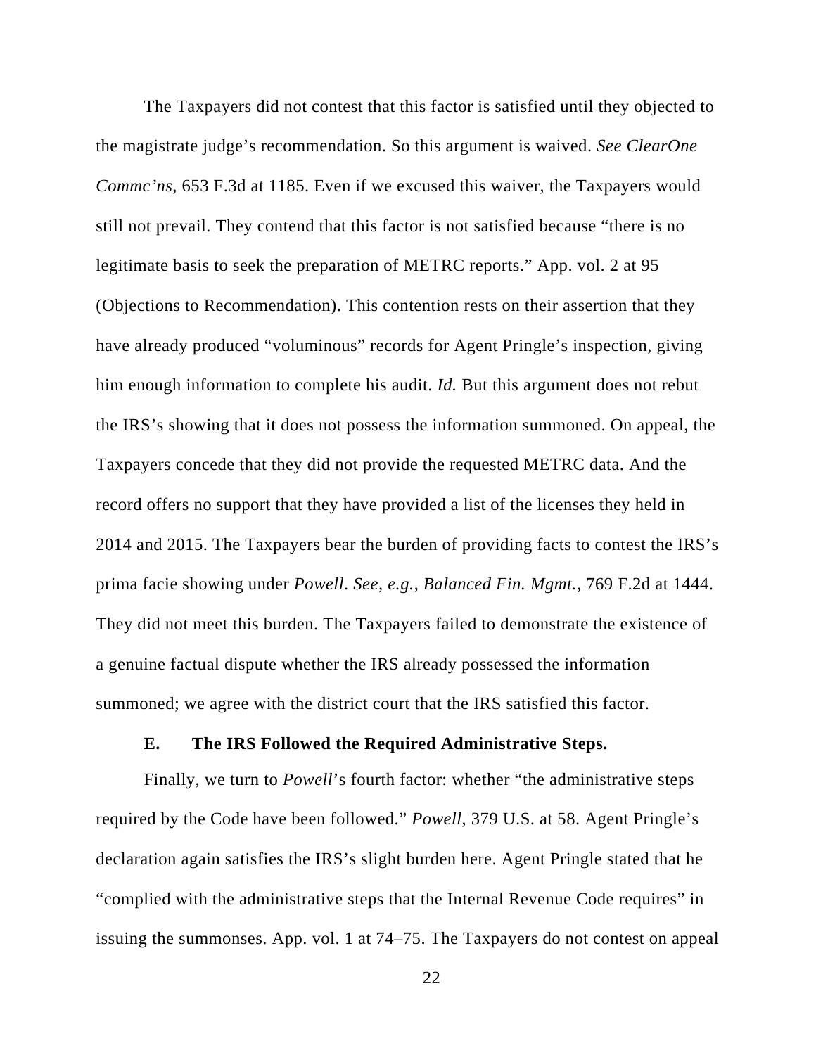The Taxpayers did not contest that this factor is satisfied until they objected to the magistrate judge's recommendation. So this argument is waived. *See ClearOne Commc'ns*, 653 F.3d at 1185. Even if we excused this waiver, the Taxpayers would still not prevail. They contend that this factor is not satisfied because "there is no legitimate basis to seek the preparation of METRC reports." App. vol. 2 at 95 (Objections to Recommendation). This contention rests on their assertion that they have already produced "voluminous" records for Agent Pringle's inspection, giving him enough information to complete his audit. *Id.* But this argument does not rebut the IRS's showing that it does not possess the information summoned. On appeal, the Taxpayers concede that they did not provide the requested METRC data. And the record offers no support that they have provided a list of the licenses they held in 2014 and 2015. The Taxpayers bear the burden of providing facts to contest the IRS's prima facie showing under *Powell*. *See, e.g.*, *Balanced Fin. Mgmt.*, 769 F.2d at 1444. They did not meet this burden. The Taxpayers failed to demonstrate the existence of a genuine factual dispute whether the IRS already possessed the information summoned; we agree with the district court that the IRS satisfied this factor.

### E. The IRS Followed the Required Administrative Steps.

Finally, we turn to *Powell*'s fourth factor: whether "the administrative steps required by the Code have been followed." *Powell*, 379 U.S. at 58. Agent Pringle's declaration again satisfies the IRS's slight burden here. Agent Pringle stated that he "complied with the administrative steps that the Internal Revenue Code requires" in issuing the summonses. App. vol. 1 at 74–75. The Taxpayers do not contest on appeal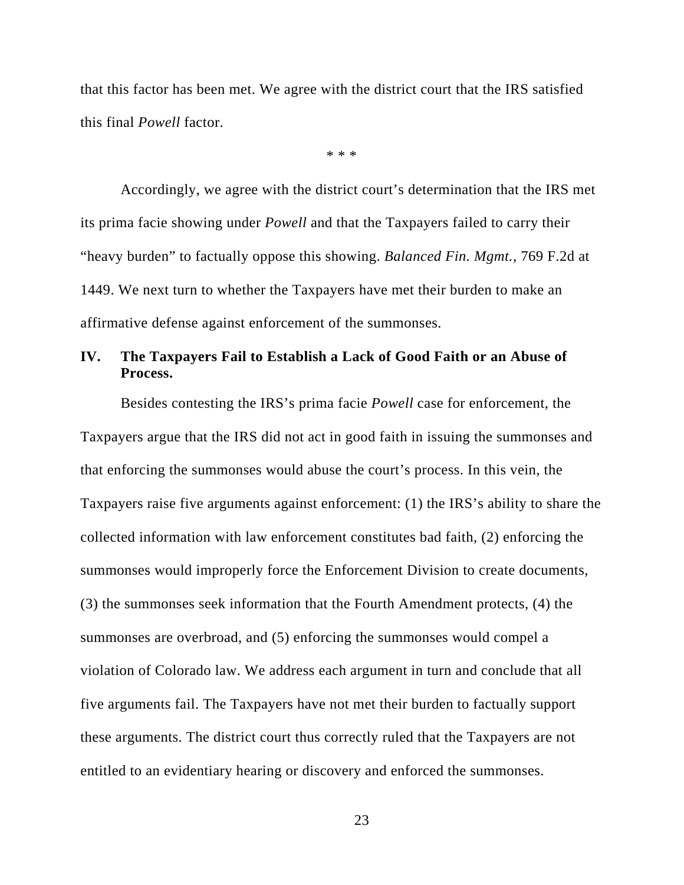that this factor has been met. We agree with the district court that the IRS satisfied this final *Powell* factor.

\* \* \*

Accordingly, we agree with the district court's determination that the IRS met its prima facie showing under *Powell* and that the Taxpayers failed to carry their "heavy burden" to factually oppose this showing. *Balanced Fin. Mgmt.*, 769 F.2d at 1449. We next turn to whether the Taxpayers have met their burden to make an affirmative defense against enforcement of the summonses.

## IV. The Taxpayers Fail to Establish a Lack of Good Faith or an Abuse of Process.

Besides contesting the IRS's prima facie *Powell* case for enforcement, the Taxpayers argue that the IRS did not act in good faith in issuing the summonses and that enforcing the summonses would abuse the court's process. In this vein, the Taxpayers raise five arguments against enforcement: (1) the IRS's ability to share the collected information with law enforcement constitutes bad faith, (2) enforcing the summonses would improperly force the Enforcement Division to create documents, (3) the summonses seek information that the Fourth Amendment protects, (4) the summonses are overbroad, and (5) enforcing the summonses would compel a violation of Colorado law. We address each argument in turn and conclude that all five arguments fail. The Taxpayers have not met their burden to factually support these arguments. The district court thus correctly ruled that the Taxpayers are not entitled to an evidentiary hearing or discovery and enforced the summonses.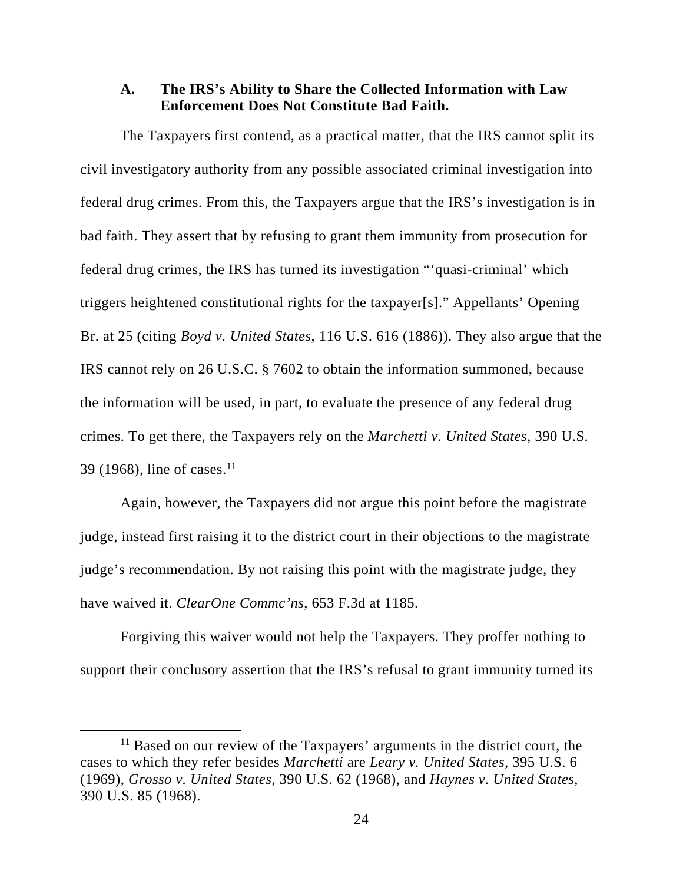### A. The IRS's Ability to Share the Collected Information with Law Enforcement Does Not Constitute Bad Faith.

The Taxpayers first contend, as a practical matter, that the IRS cannot split its civil investigatory authority from any possible associated criminal investigation into federal drug crimes. From this, the Taxpayers argue that the IRS's investigation is in bad faith. They assert that by refusing to grant them immunity from prosecution for federal drug crimes, the IRS has turned its investigation "'quasi-criminal' which triggers heightened constitutional rights for the taxpayer[s]." Appellants' Opening Br. at 25 (citing *Boyd v. United States*, 116 U.S. 616 (1886)). They also argue that the IRS cannot rely on 26 U.S.C. § 7602 to obtain the information summoned, because the information will be used, in part, to evaluate the presence of any federal drug crimes. To get there, the Taxpayers rely on the *Marchetti v. United States*, 390 U.S. 39 (1968), line of cases.[11]

Again, however, the Taxpayers did not argue this point before the magistrate judge, instead first raising it to the district court in their objections to the magistrate judge's recommendation. By not raising this point with the magistrate judge, they have waived it. *ClearOne Commc'ns*, 653 F.3d at 1185.

Forgiving this waiver would not help the Taxpayers. They proffer nothing to support their conclusory assertion that the IRS's refusal to grant immunity turned its

[11] Based on our review of the Taxpayers' arguments in the district court, the cases to which they refer besides *Marchetti* are *Leary v. United States*, 395 U.S. 6 (1969), *Grosso v. United States*, 390 U.S. 62 (1968), and *Haynes v. United States*, 390 U.S. 85 (1968).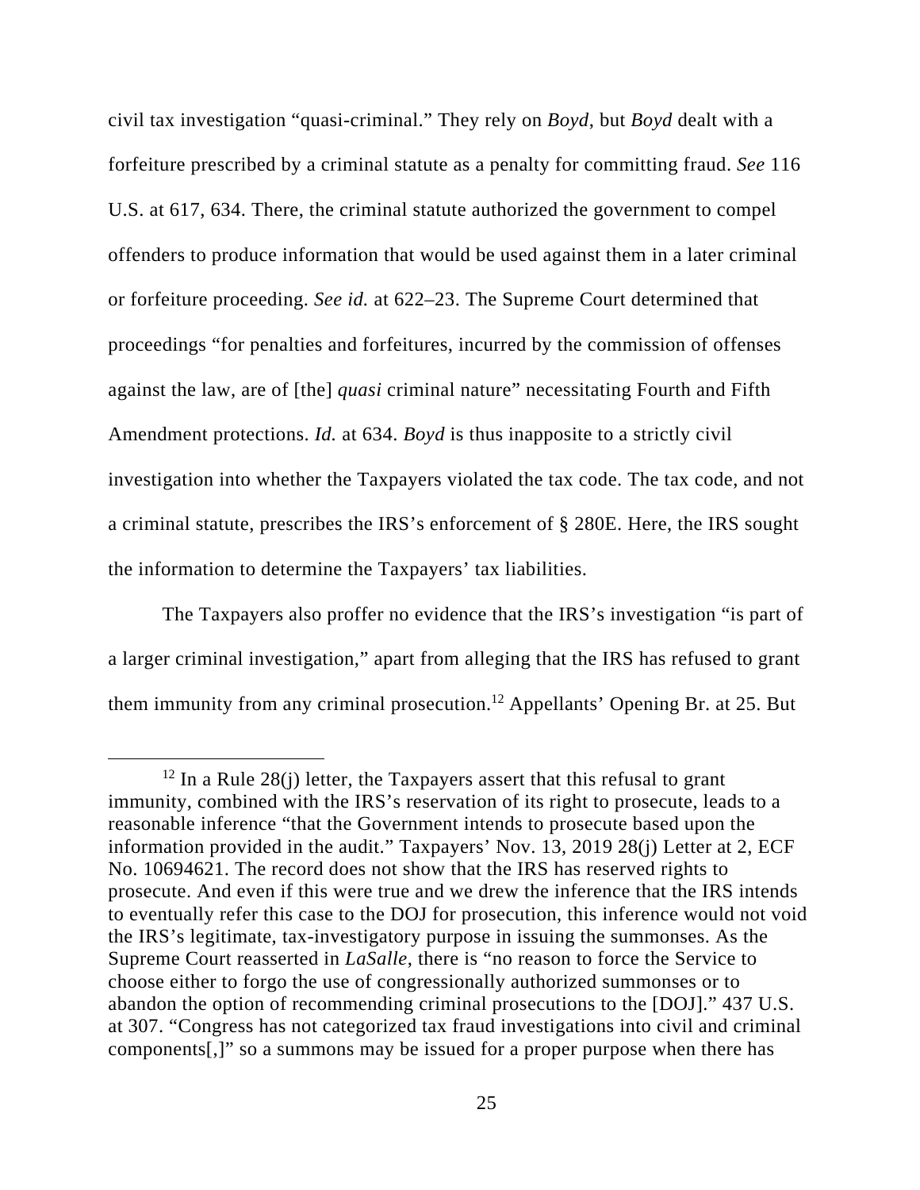civil tax investigation "quasi-criminal." They rely on *Boyd*, but *Boyd* dealt with a forfeiture prescribed by a criminal statute as a penalty for committing fraud. *See* 116 U.S. at 617, 634. There, the criminal statute authorized the government to compel offenders to produce information that would be used against them in a later criminal or forfeiture proceeding. *See id.* at 622–23. The Supreme Court determined that proceedings "for penalties and forfeitures, incurred by the commission of offenses against the law, are of [the] *quasi* criminal nature" necessitating Fourth and Fifth Amendment protections. *Id.* at 634. *Boyd* is thus inapposite to a strictly civil investigation into whether the Taxpayers violated the tax code. The tax code, and not a criminal statute, prescribes the IRS's enforcement of § 280E. Here, the IRS sought the information to determine the Taxpayers' tax liabilities.

The Taxpayers also proffer no evidence that the IRS's investigation "is part of a larger criminal investigation," apart from alleging that the IRS has refused to grant them immunity from any criminal prosecution.[12] Appellants' Opening Br. at 25. But

[12] In a Rule 28(j) letter, the Taxpayers assert that this refusal to grant immunity, combined with the IRS's reservation of its right to prosecute, leads to a reasonable inference "that the Government intends to prosecute based upon the information provided in the audit." Taxpayers' Nov. 13, 2019 28(j) Letter at 2, ECF No. 10694621. The record does not show that the IRS has reserved rights to prosecute. And even if this were true and we drew the inference that the IRS intends to eventually refer this case to the DOJ for prosecution, this inference would not void the IRS's legitimate, tax-investigatory purpose in issuing the summonses. As the Supreme Court reasserted in *LaSalle*, there is "no reason to force the Service to choose either to forgo the use of congressionally authorized summonses or to abandon the option of recommending criminal prosecutions to the [DOJ]." 437 U.S. at 307. "Congress has not categorized tax fraud investigations into civil and criminal components[,]" so a summons may be issued for a proper purpose when there has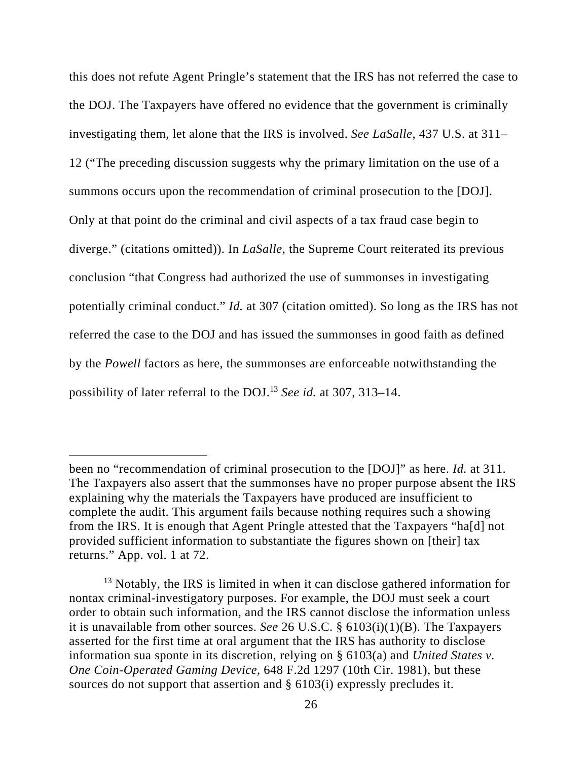this does not refute Agent Pringle's statement that the IRS has not referred the case to the DOJ. The Taxpayers have offered no evidence that the government is criminally investigating them, let alone that the IRS is involved. *See LaSalle*, 437 U.S. at 311–12 ("The preceding discussion suggests why the primary limitation on the use of a summons occurs upon the recommendation of criminal prosecution to the [DOJ]. Only at that point do the criminal and civil aspects of a tax fraud case begin to diverge." (citations omitted)). In *LaSalle*, the Supreme Court reiterated its previous conclusion "that Congress had authorized the use of summonses in investigating potentially criminal conduct." *Id.* at 307 (citation omitted). So long as the IRS has not referred the case to the DOJ and has issued the summonses in good faith as defined by the *Powell* factors as here, the summonses are enforceable notwithstanding the possibility of later referral to the DOJ.[13] *See id.* at 307, 313–14.

---

been no "recommendation of criminal prosecution to the [DOJ]" as here. *Id.* at 311. The Taxpayers also assert that the summonses have no proper purpose absent the IRS explaining why the materials the Taxpayers have produced are insufficient to complete the audit. This argument fails because nothing requires such a showing from the IRS. It is enough that Agent Pringle attested that the Taxpayers "ha[d] not provided sufficient information to substantiate the figures shown on [their] tax returns." App. vol. 1 at 72.

[13] Notably, the IRS is limited in when it can disclose gathered information for nontax criminal-investigatory purposes. For example, the DOJ must seek a court order to obtain such information, and the IRS cannot disclose the information unless it is unavailable from other sources. *See* 26 U.S.C. § 6103(i)(1)(B). The Taxpayers asserted for the first time at oral argument that the IRS has authority to disclose information sua sponte in its discretion, relying on § 6103(a) and *United States v. One Coin-Operated Gaming Device*, 648 F.2d 1297 (10th Cir. 1981), but these sources do not support that assertion and § 6103(i) expressly precludes it.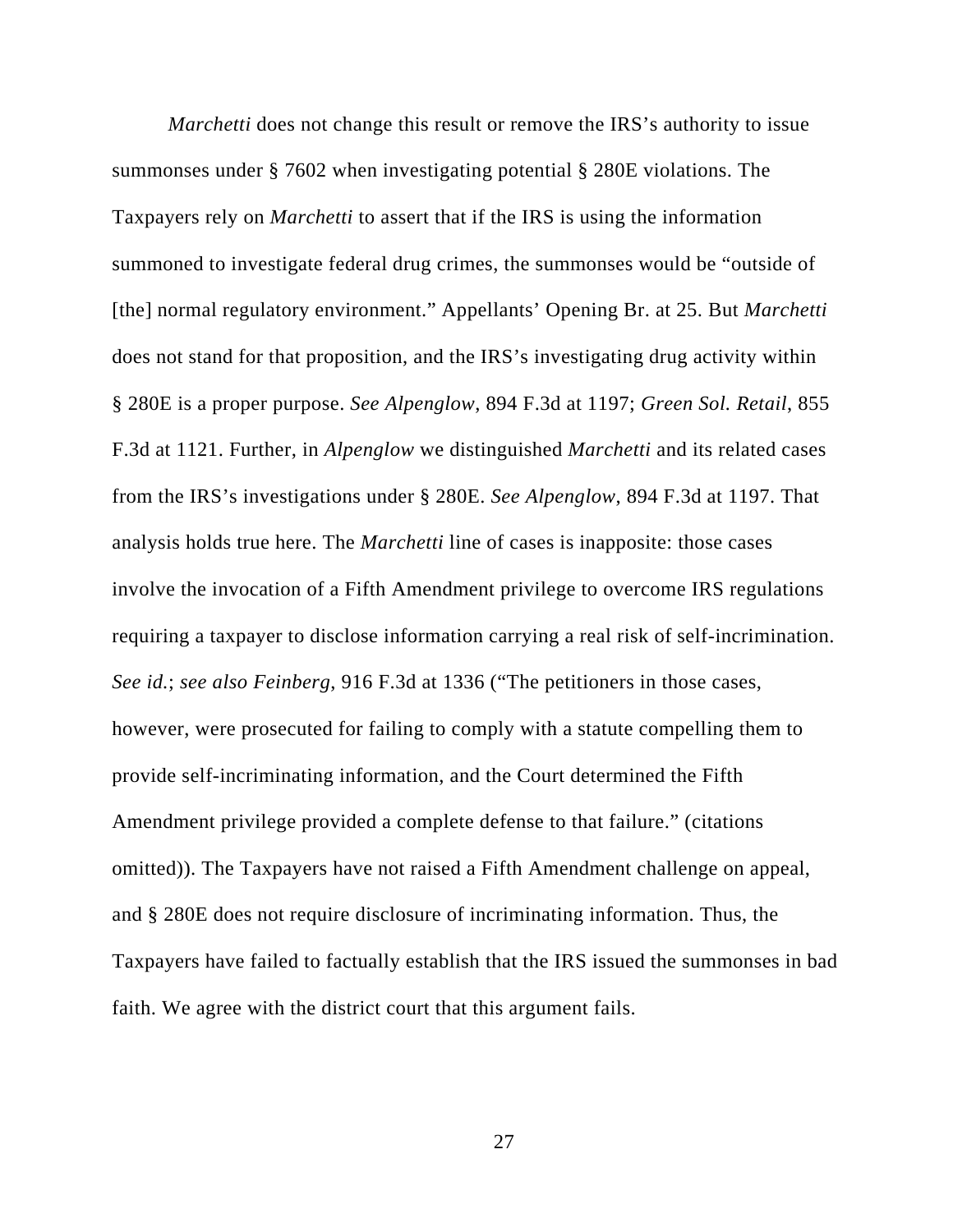*Marchetti* does not change this result or remove the IRS's authority to issue summonses under § 7602 when investigating potential § 280E violations. The Taxpayers rely on *Marchetti* to assert that if the IRS is using the information summoned to investigate federal drug crimes, the summonses would be "outside of [the] normal regulatory environment." Appellants' Opening Br. at 25. But *Marchetti* does not stand for that proposition, and the IRS's investigating drug activity within § 280E is a proper purpose. *See Alpenglow*, 894 F.3d at 1197; *Green Sol. Retail*, 855 F.3d at 1121. Further, in *Alpenglow* we distinguished *Marchetti* and its related cases from the IRS's investigations under § 280E. *See Alpenglow*, 894 F.3d at 1197. That analysis holds true here. The *Marchetti* line of cases is inapposite: those cases involve the invocation of a Fifth Amendment privilege to overcome IRS regulations requiring a taxpayer to disclose information carrying a real risk of self-incrimination. *See id.*; *see also Feinberg*, 916 F.3d at 1336 ("The petitioners in those cases, however, were prosecuted for failing to comply with a statute compelling them to provide self-incriminating information, and the Court determined the Fifth Amendment privilege provided a complete defense to that failure." (citations omitted)). The Taxpayers have not raised a Fifth Amendment challenge on appeal, and § 280E does not require disclosure of incriminating information. Thus, the Taxpayers have failed to factually establish that the IRS issued the summonses in bad faith. We agree with the district court that this argument fails.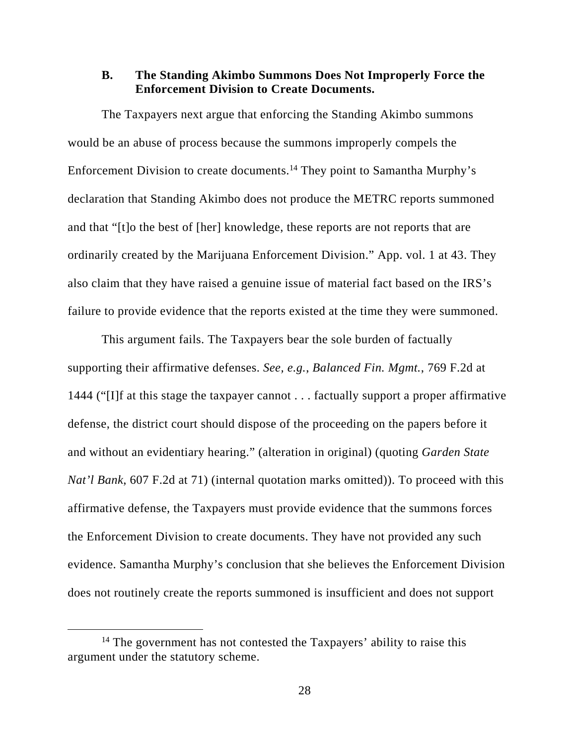### B. The Standing Akimbo Summons Does Not Improperly Force the Enforcement Division to Create Documents.

The Taxpayers next argue that enforcing the Standing Akimbo summons would be an abuse of process because the summons improperly compels the Enforcement Division to create documents.[14] They point to Samantha Murphy's declaration that Standing Akimbo does not produce the METRC reports summoned and that "[t]o the best of [her] knowledge, these reports are not reports that are ordinarily created by the Marijuana Enforcement Division." App. vol. 1 at 43. They also claim that they have raised a genuine issue of material fact based on the IRS's failure to provide evidence that the reports existed at the time they were summoned.

This argument fails. The Taxpayers bear the sole burden of factually supporting their affirmative defenses. *See, e.g.*, *Balanced Fin. Mgmt.*, 769 F.2d at 1444 ("[I]f at this stage the taxpayer cannot . . . factually support a proper affirmative defense, the district court should dispose of the proceeding on the papers before it and without an evidentiary hearing." (alteration in original) (quoting *Garden State Nat'l Bank*, 607 F.2d at 71) (internal quotation marks omitted)). To proceed with this affirmative defense, the Taxpayers must provide evidence that the summons forces the Enforcement Division to create documents. They have not provided any such evidence. Samantha Murphy's conclusion that she believes the Enforcement Division does not routinely create the reports summoned is insufficient and does not support

[14] The government has not contested the Taxpayers' ability to raise this argument under the statutory scheme.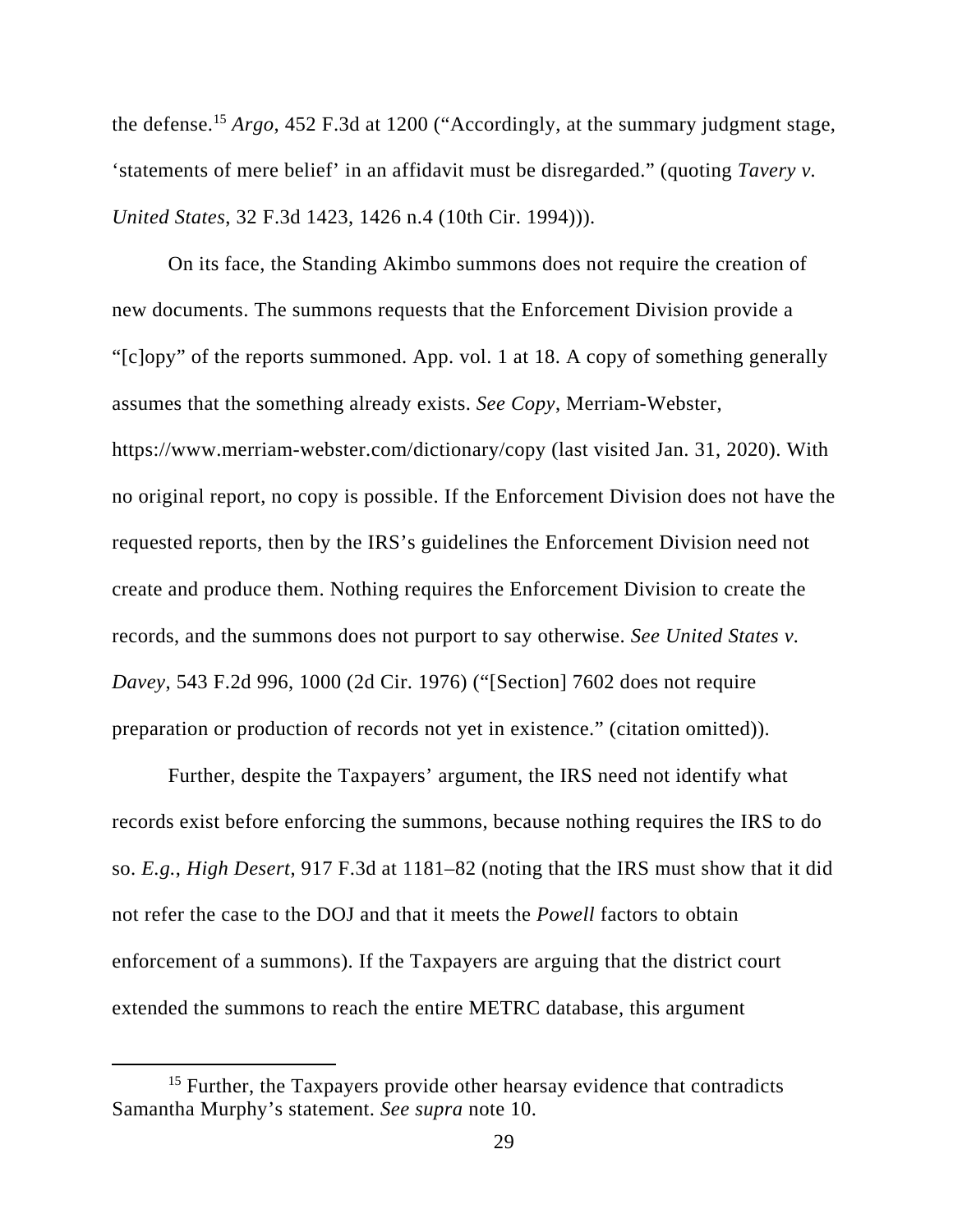the defense.[15] *Argo*, 452 F.3d at 1200 ("Accordingly, at the summary judgment stage, 'statements of mere belief' in an affidavit must be disregarded." (quoting *Tavery v. United States*, 32 F.3d 1423, 1426 n.4 (10th Cir. 1994))).

On its face, the Standing Akimbo summons does not require the creation of new documents. The summons requests that the Enforcement Division provide a "[c]opy" of the reports summoned. App. vol. 1 at 18. A copy of something generally assumes that the something already exists. *See Copy*, Merriam-Webster, https://www.merriam-webster.com/dictionary/copy (last visited Jan. 31, 2020). With no original report, no copy is possible. If the Enforcement Division does not have the requested reports, then by the IRS's guidelines the Enforcement Division need not create and produce them. Nothing requires the Enforcement Division to create the records, and the summons does not purport to say otherwise. *See United States v. Davey*, 543 F.2d 996, 1000 (2d Cir. 1976) ("[Section] 7602 does not require preparation or production of records not yet in existence." (citation omitted)).

Further, despite the Taxpayers' argument, the IRS need not identify what records exist before enforcing the summons, because nothing requires the IRS to do so. *E.g.*, *High Desert*, 917 F.3d at 1181–82 (noting that the IRS must show that it did not refer the case to the DOJ and that it meets the *Powell* factors to obtain enforcement of a summons). If the Taxpayers are arguing that the district court extended the summons to reach the entire METRC database, this argument

[15] Further, the Taxpayers provide other hearsay evidence that contradicts Samantha Murphy's statement. *See supra* note 10.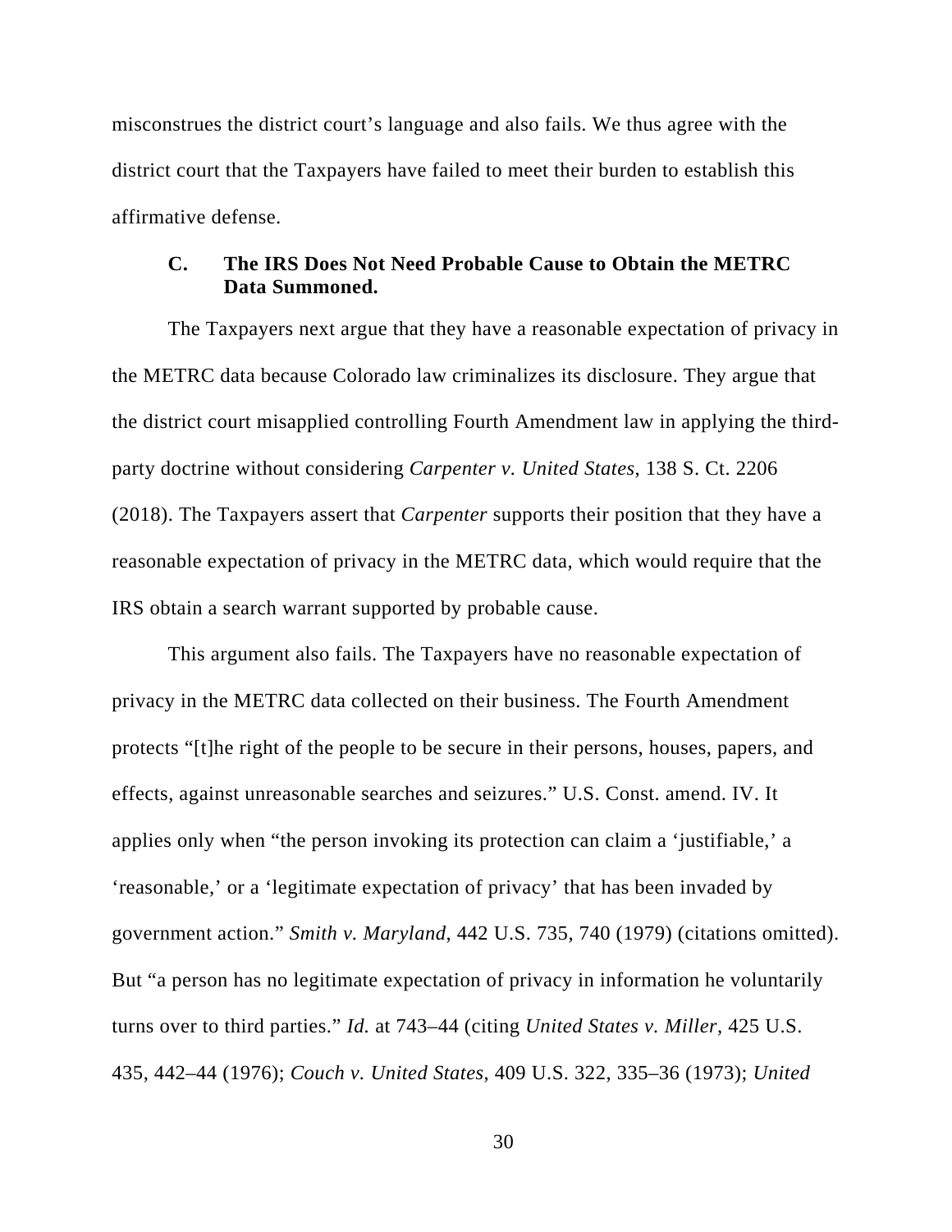misconstrues the district court's language and also fails. We thus agree with the district court that the Taxpayers have failed to meet their burden to establish this affirmative defense.

### C. The IRS Does Not Need Probable Cause to Obtain the METRC Data Summoned.

The Taxpayers next argue that they have a reasonable expectation of privacy in the METRC data because Colorado law criminalizes its disclosure. They argue that the district court misapplied controlling Fourth Amendment law in applying the third-party doctrine without considering *Carpenter v. United States*, 138 S. Ct. 2206 (2018). The Taxpayers assert that *Carpenter* supports their position that they have a reasonable expectation of privacy in the METRC data, which would require that the IRS obtain a search warrant supported by probable cause.

This argument also fails. The Taxpayers have no reasonable expectation of privacy in the METRC data collected on their business. The Fourth Amendment protects "[t]he right of the people to be secure in their persons, houses, papers, and effects, against unreasonable searches and seizures." U.S. Const. amend. IV. It applies only when "the person invoking its protection can claim a 'justifiable,' a 'reasonable,' or a 'legitimate expectation of privacy' that has been invaded by government action." *Smith v. Maryland*, 442 U.S. 735, 740 (1979) (citations omitted). But "a person has no legitimate expectation of privacy in information he voluntarily turns over to third parties." *Id.* at 743–44 (citing *United States v. Miller*, 425 U.S. 435, 442–44 (1976); *Couch v. United States*, 409 U.S. 322, 335–36 (1973); *United*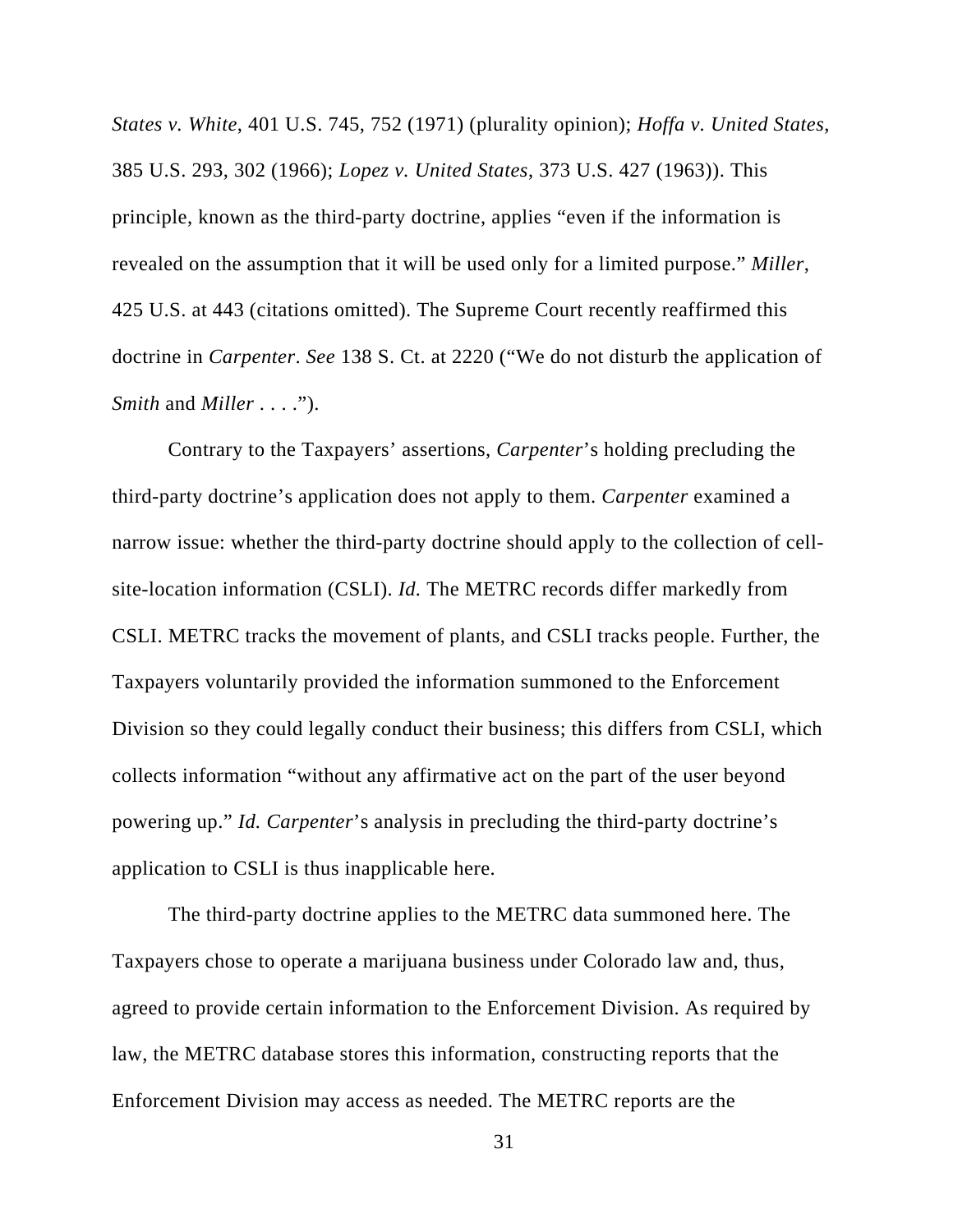*States v. White*, 401 U.S. 745, 752 (1971) (plurality opinion); *Hoffa v. United States*, 385 U.S. 293, 302 (1966); *Lopez v. United States*, 373 U.S. 427 (1963)). This principle, known as the third-party doctrine, applies "even if the information is revealed on the assumption that it will be used only for a limited purpose." *Miller*, 425 U.S. at 443 (citations omitted). The Supreme Court recently reaffirmed this doctrine in *Carpenter*. *See* 138 S. Ct. at 2220 ("We do not disturb the application of *Smith* and *Miller* . . . .").

Contrary to the Taxpayers' assertions, *Carpenter*'s holding precluding the third-party doctrine's application does not apply to them. *Carpenter* examined a narrow issue: whether the third-party doctrine should apply to the collection of cell-site-location information (CSLI). *Id.* The METRC records differ markedly from CSLI. METRC tracks the movement of plants, and CSLI tracks people. Further, the Taxpayers voluntarily provided the information summoned to the Enforcement Division so they could legally conduct their business; this differs from CSLI, which collects information "without any affirmative act on the part of the user beyond powering up." *Id. Carpenter*'s analysis in precluding the third-party doctrine's application to CSLI is thus inapplicable here.

The third-party doctrine applies to the METRC data summoned here. The Taxpayers chose to operate a marijuana business under Colorado law and, thus, agreed to provide certain information to the Enforcement Division. As required by law, the METRC database stores this information, constructing reports that the Enforcement Division may access as needed. The METRC reports are the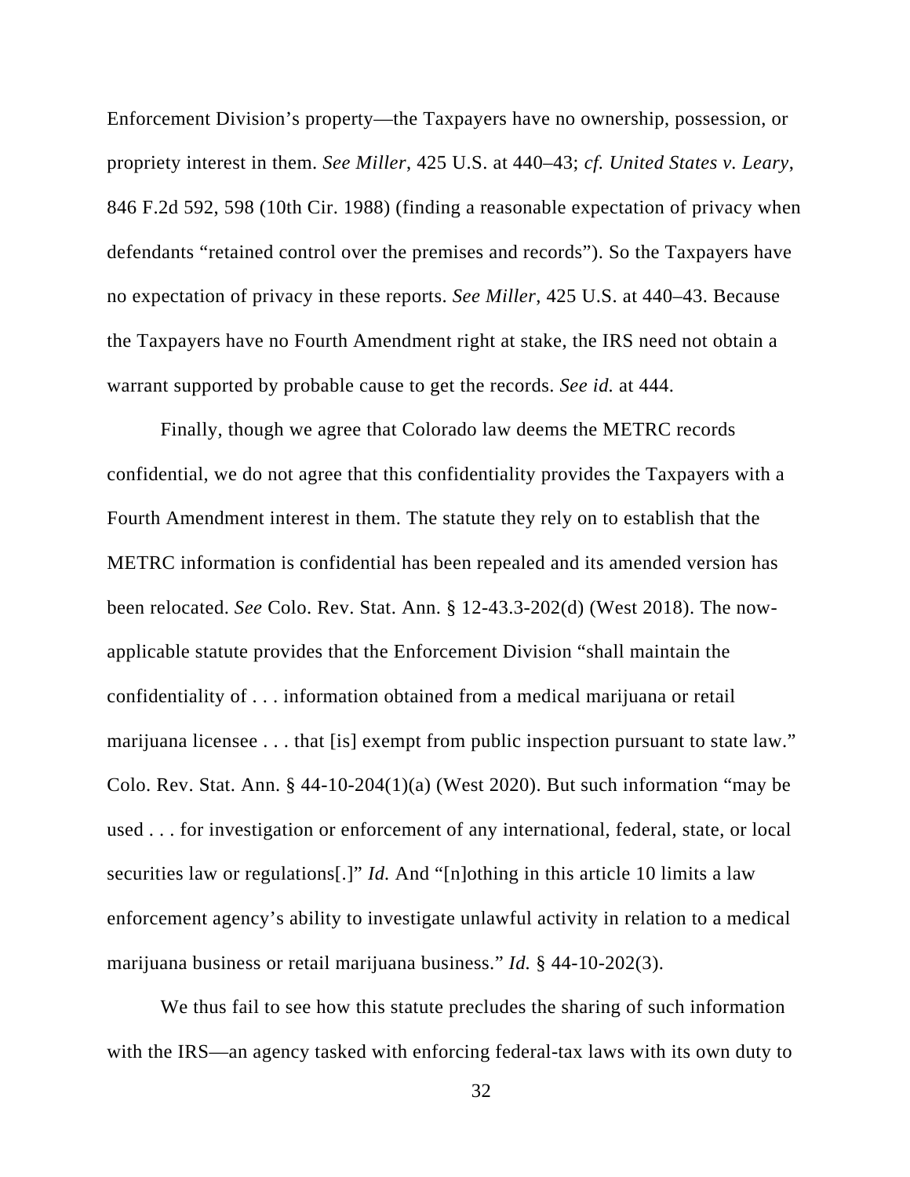Enforcement Division's property—the Taxpayers have no ownership, possession, or propriety interest in them. *See Miller*, 425 U.S. at 440–43; *cf. United States v. Leary*, 846 F.2d 592, 598 (10th Cir. 1988) (finding a reasonable expectation of privacy when defendants "retained control over the premises and records"). So the Taxpayers have no expectation of privacy in these reports. *See Miller,* 425 U.S. at 440–43. Because the Taxpayers have no Fourth Amendment right at stake, the IRS need not obtain a warrant supported by probable cause to get the records. *See id.* at 444.

Finally, though we agree that Colorado law deems the METRC records confidential, we do not agree that this confidentiality provides the Taxpayers with a Fourth Amendment interest in them. The statute they rely on to establish that the METRC information is confidential has been repealed and its amended version has been relocated. *See* Colo. Rev. Stat. Ann. § 12-43.3-202(d) (West 2018). The now-applicable statute provides that the Enforcement Division "shall maintain the confidentiality of . . . information obtained from a medical marijuana or retail marijuana licensee . . . that [is] exempt from public inspection pursuant to state law." Colo. Rev. Stat. Ann. § 44-10-204(1)(a) (West 2020). But such information "may be used . . . for investigation or enforcement of any international, federal, state, or local securities law or regulations[.]" *Id.* And "[n]othing in this article 10 limits a law enforcement agency's ability to investigate unlawful activity in relation to a medical marijuana business or retail marijuana business." *Id.* § 44-10-202(3).

We thus fail to see how this statute precludes the sharing of such information with the IRS—an agency tasked with enforcing federal-tax laws with its own duty to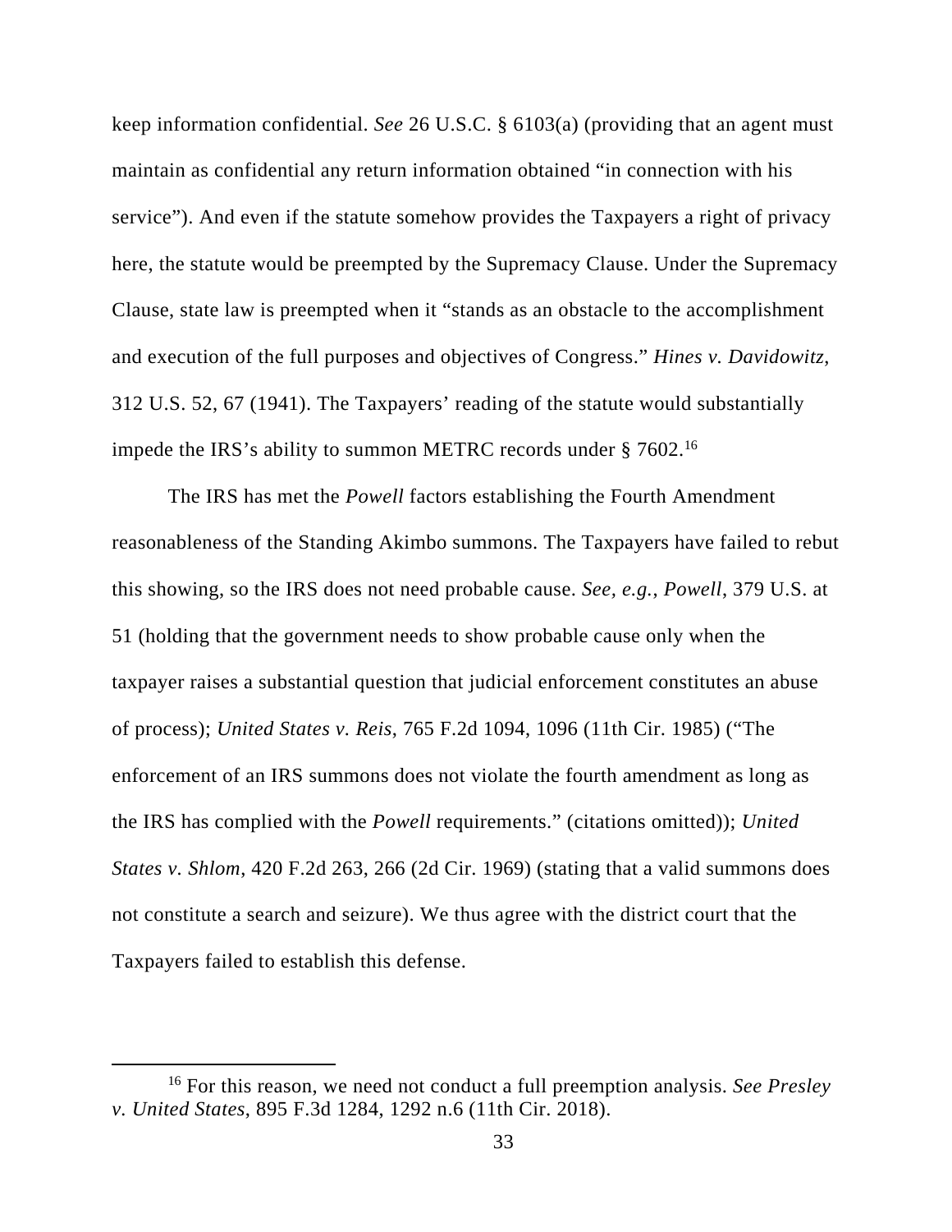keep information confidential. *See* 26 U.S.C. § 6103(a) (providing that an agent must maintain as confidential any return information obtained "in connection with his service"). And even if the statute somehow provides the Taxpayers a right of privacy here, the statute would be preempted by the Supremacy Clause. Under the Supremacy Clause, state law is preempted when it "stands as an obstacle to the accomplishment and execution of the full purposes and objectives of Congress." *Hines v. Davidowitz*, 312 U.S. 52, 67 (1941). The Taxpayers' reading of the statute would substantially impede the IRS's ability to summon METRC records under § 7602.[16]

The IRS has met the *Powell* factors establishing the Fourth Amendment reasonableness of the Standing Akimbo summons. The Taxpayers have failed to rebut this showing, so the IRS does not need probable cause. *See, e.g.*, *Powell*, 379 U.S. at 51 (holding that the government needs to show probable cause only when the taxpayer raises a substantial question that judicial enforcement constitutes an abuse of process); *United States v. Reis*, 765 F.2d 1094, 1096 (11th Cir. 1985) ("The enforcement of an IRS summons does not violate the fourth amendment as long as the IRS has complied with the *Powell* requirements." (citations omitted)); *United States v. Shlom*, 420 F.2d 263, 266 (2d Cir. 1969) (stating that a valid summons does not constitute a search and seizure). We thus agree with the district court that the Taxpayers failed to establish this defense.

---

[16] For this reason, we need not conduct a full preemption analysis. *See Presley v. United States*, 895 F.3d 1284, 1292 n.6 (11th Cir. 2018).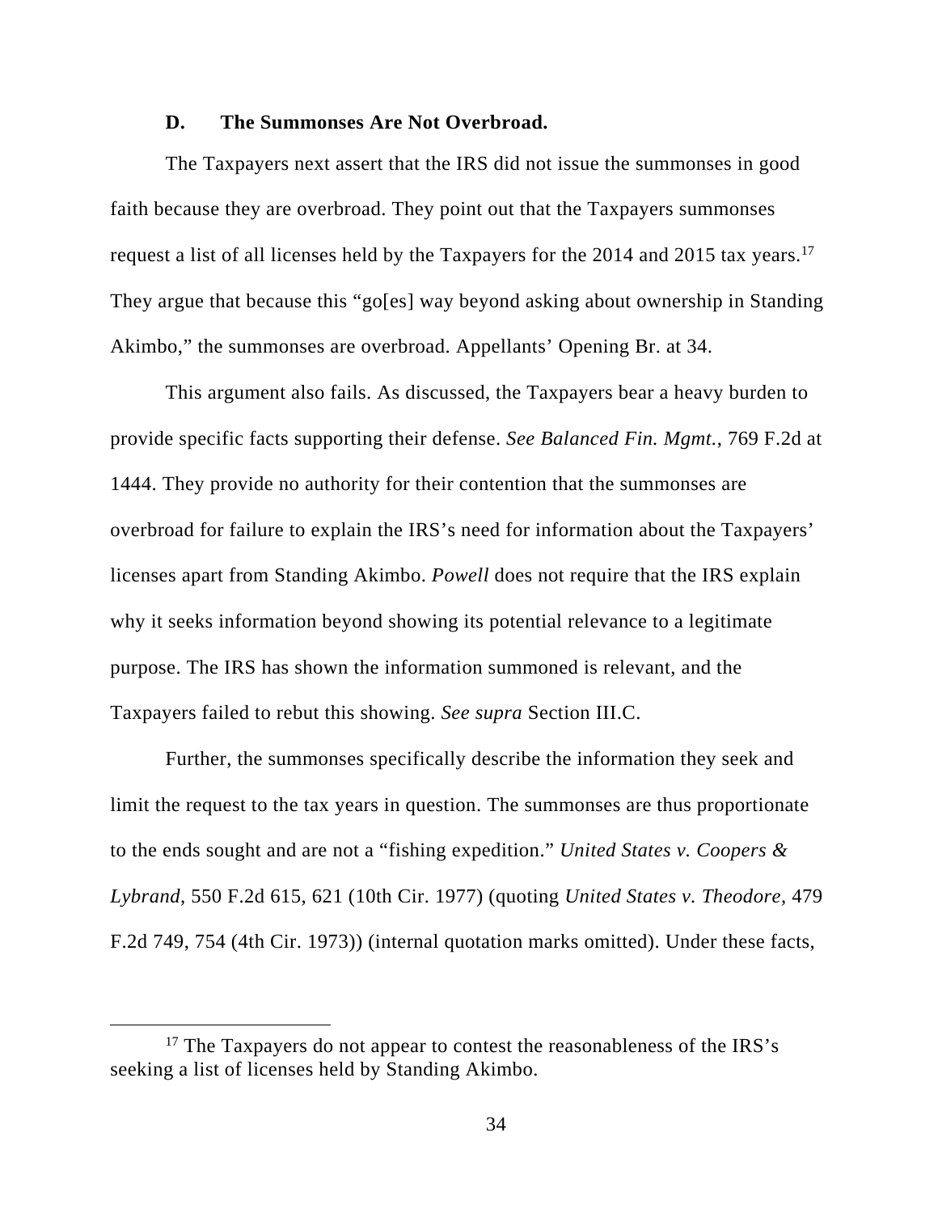### D. The Summonses Are Not Overbroad.

The Taxpayers next assert that the IRS did not issue the summonses in good faith because they are overbroad. They point out that the Taxpayers summonses request a list of all licenses held by the Taxpayers for the 2014 and 2015 tax years.[17] They argue that because this "go[es] way beyond asking about ownership in Standing Akimbo," the summonses are overbroad. Appellants' Opening Br. at 34.

This argument also fails. As discussed, the Taxpayers bear a heavy burden to provide specific facts supporting their defense. *See Balanced Fin. Mgmt.*, 769 F.2d at 1444. They provide no authority for their contention that the summonses are overbroad for failure to explain the IRS's need for information about the Taxpayers' licenses apart from Standing Akimbo. *Powell* does not require that the IRS explain why it seeks information beyond showing its potential relevance to a legitimate purpose. The IRS has shown the information summoned is relevant, and the Taxpayers failed to rebut this showing. *See supra* Section III.C.

Further, the summonses specifically describe the information they seek and limit the request to the tax years in question. The summonses are thus proportionate to the ends sought and are not a "fishing expedition." *United States v. Coopers & Lybrand*, 550 F.2d 615, 621 (10th Cir. 1977) (quoting *United States v. Theodore*, 479 F.2d 749, 754 (4th Cir. 1973)) (internal quotation marks omitted). Under these facts,

---

[17] The Taxpayers do not appear to contest the reasonableness of the IRS's seeking a list of licenses held by Standing Akimbo.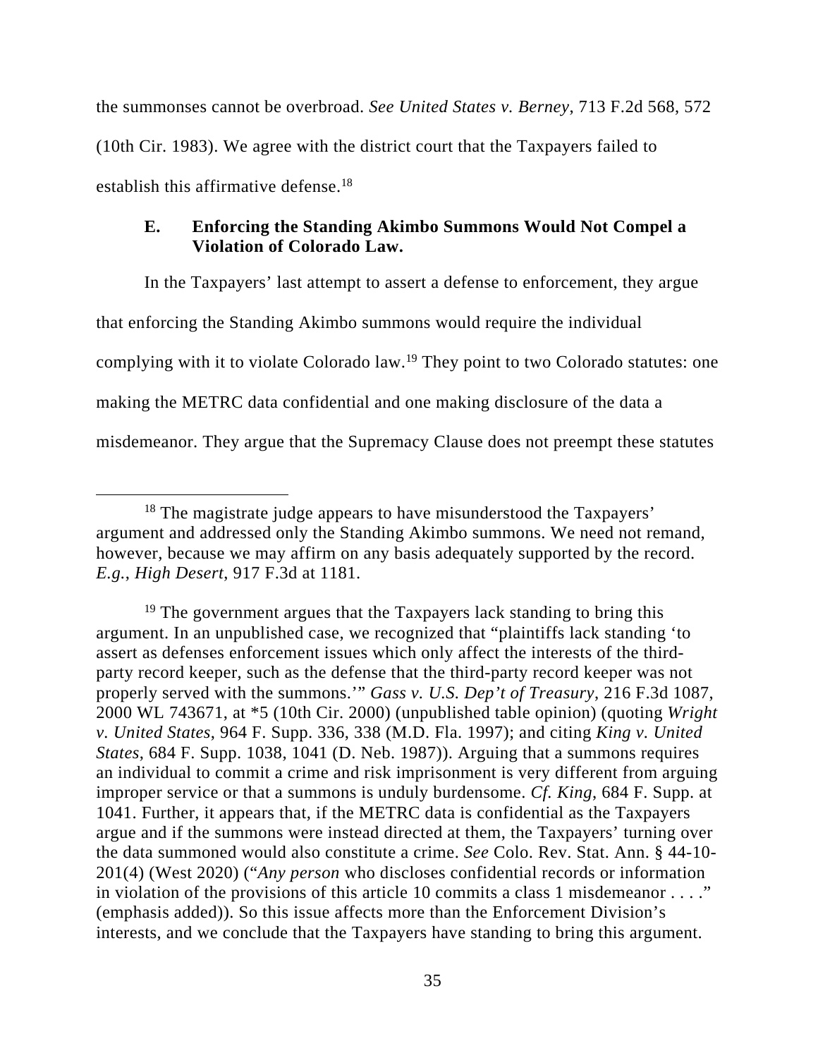the summonses cannot be overbroad. *See United States v. Berney*, 713 F.2d 568, 572 (10th Cir. 1983). We agree with the district court that the Taxpayers failed to establish this affirmative defense.[18]

### E. Enforcing the Standing Akimbo Summons Would Not Compel a Violation of Colorado Law.

In the Taxpayers' last attempt to assert a defense to enforcement, they argue that enforcing the Standing Akimbo summons would require the individual complying with it to violate Colorado law.[19] They point to two Colorado statutes: one making the METRC data confidential and one making disclosure of the data a misdemeanor. They argue that the Supremacy Clause does not preempt these statutes

---

[18] The magistrate judge appears to have misunderstood the Taxpayers' argument and addressed only the Standing Akimbo summons. We need not remand, however, because we may affirm on any basis adequately supported by the record. *E.g.*, *High Desert*, 917 F.3d at 1181.

[19] The government argues that the Taxpayers lack standing to bring this argument. In an unpublished case, we recognized that "plaintiffs lack standing 'to assert as defenses enforcement issues which only affect the interests of the third-party record keeper, such as the defense that the third-party record keeper was not properly served with the summons.'" *Gass v. U.S. Dep't of Treasury*, 216 F.3d 1087, 2000 WL 743671, at *5 (10th Cir. 2000) (unpublished table opinion) (quoting *Wright v. United States*, 964 F. Supp. 336, 338 (M.D. Fla. 1997); and citing *King v. United States*, 684 F. Supp. 1038, 1041 (D. Neb. 1987)). Arguing that a summons requires an individual to commit a crime and risk imprisonment is very different from arguing improper service or that a summons is unduly burdensome. *Cf. King*, 684 F. Supp. at 1041. Further, it appears that, if the METRC data is confidential as the Taxpayers argue and if the summons were instead directed at them, the Taxpayers' turning over the data summoned would also constitute a crime. *See* Colo. Rev. Stat. Ann. § 44-10-201(4) (West 2020) ("*Any person* who discloses confidential records or information in violation of the provisions of this article 10 commits a class 1 misdemeanor . . . ." (emphasis added)). So this issue affects more than the Enforcement Division's interests, and we conclude that the Taxpayers have standing to bring this argument.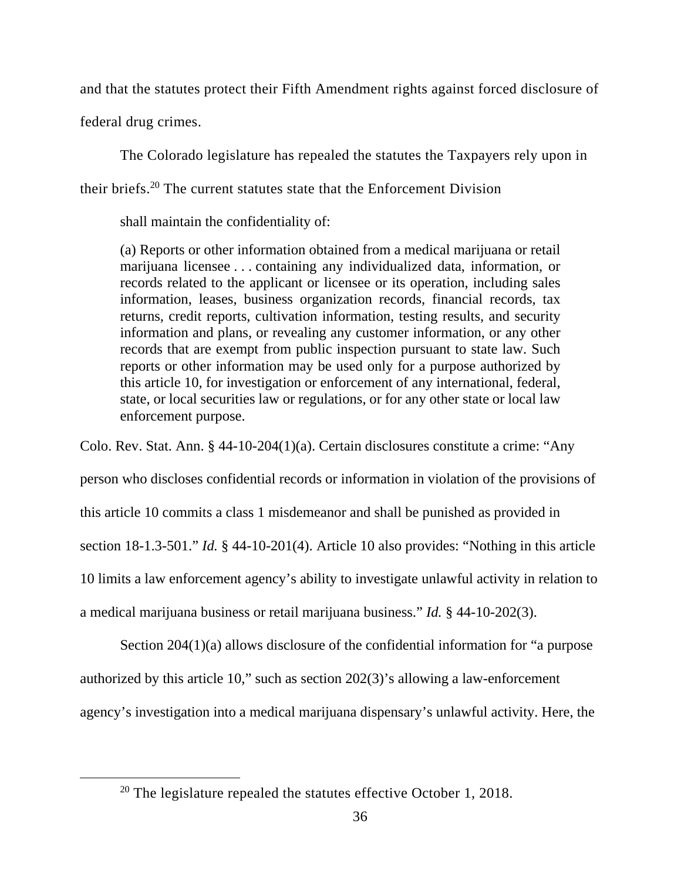and that the statutes protect their Fifth Amendment rights against forced disclosure of federal drug crimes.

The Colorado legislature has repealed the statutes the Taxpayers rely upon in their briefs.[20] The current statutes state that the Enforcement Division

> shall maintain the confidentiality of:
>
> (a) Reports or other information obtained from a medical marijuana or retail marijuana licensee . . . containing any individualized data, information, or records related to the applicant or licensee or its operation, including sales information, leases, business organization records, financial records, tax returns, credit reports, cultivation information, testing results, and security information and plans, or revealing any customer information, or any other records that are exempt from public inspection pursuant to state law. Such reports or other information may be used only for a purpose authorized by this article 10, for investigation or enforcement of any international, federal, state, or local securities law or regulations, or for any other state or local law enforcement purpose.

Colo. Rev. Stat. Ann. § 44-10-204(1)(a). Certain disclosures constitute a crime: "Any person who discloses confidential records or information in violation of the provisions of this article 10 commits a class 1 misdemeanor and shall be punished as provided in section 18-1.3-501." *Id.* § 44-10-201(4). Article 10 also provides: "Nothing in this article 10 limits a law enforcement agency's ability to investigate unlawful activity in relation to a medical marijuana business or retail marijuana business." *Id.* § 44-10-202(3).

Section 204(1)(a) allows disclosure of the confidential information for "a purpose authorized by this article 10," such as section 202(3)'s allowing a law-enforcement agency's investigation into a medical marijuana dispensary's unlawful activity. Here, the

[20] The legislature repealed the statutes effective October 1, 2018.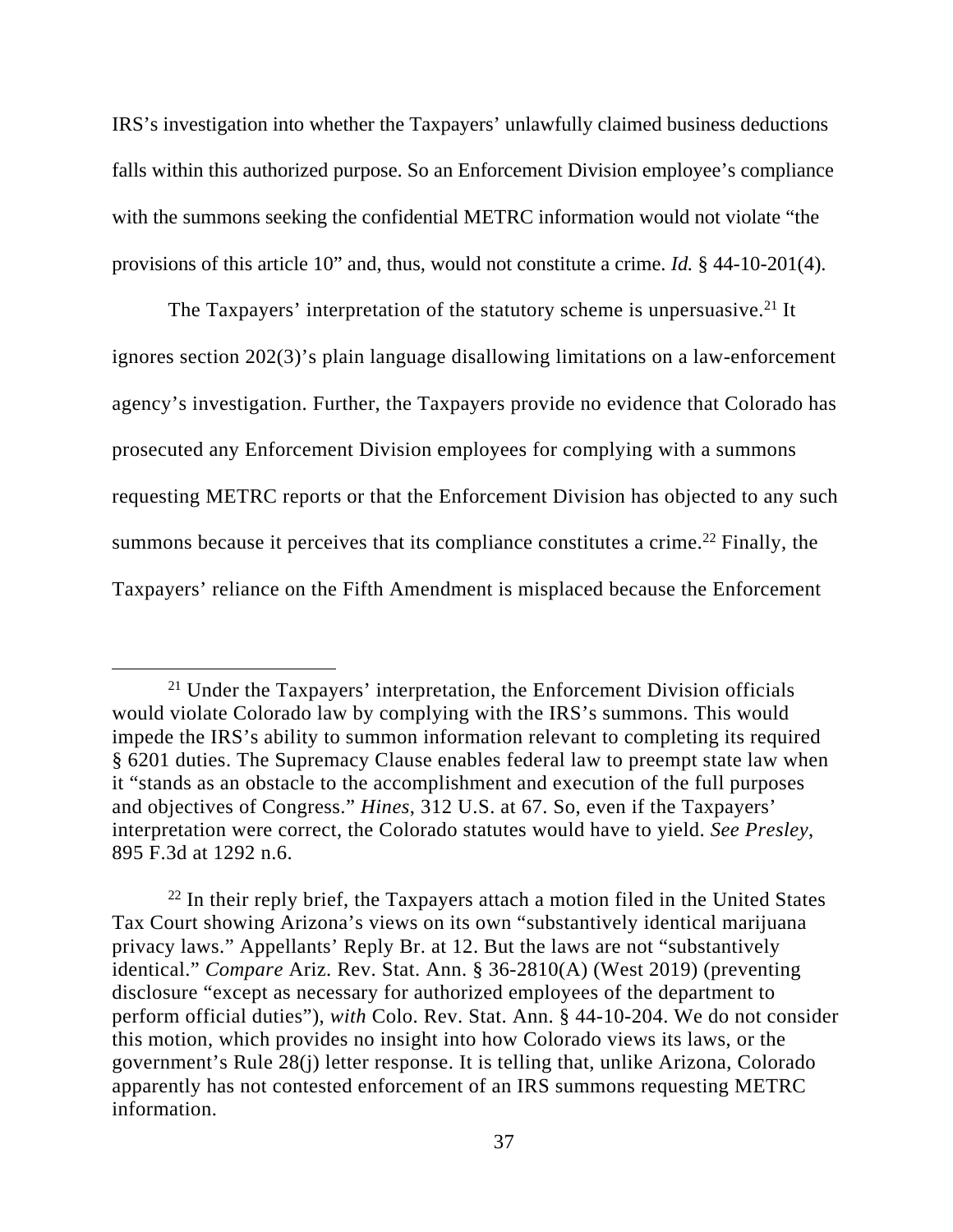IRS's investigation into whether the Taxpayers' unlawfully claimed business deductions falls within this authorized purpose. So an Enforcement Division employee's compliance with the summons seeking the confidential METRC information would not violate "the provisions of this article 10" and, thus, would not constitute a crime. *Id.* § 44-10-201(4).

The Taxpayers' interpretation of the statutory scheme is unpersuasive.[21] It ignores section 202(3)'s plain language disallowing limitations on a law-enforcement agency's investigation. Further, the Taxpayers provide no evidence that Colorado has prosecuted any Enforcement Division employees for complying with a summons requesting METRC reports or that the Enforcement Division has objected to any such summons because it perceives that its compliance constitutes a crime.[22] Finally, the Taxpayers' reliance on the Fifth Amendment is misplaced because the Enforcement

---

[21] Under the Taxpayers' interpretation, the Enforcement Division officials would violate Colorado law by complying with the IRS's summons. This would impede the IRS's ability to summon information relevant to completing its required § 6201 duties. The Supremacy Clause enables federal law to preempt state law when it "stands as an obstacle to the accomplishment and execution of the full purposes and objectives of Congress." *Hines*, 312 U.S. at 67. So, even if the Taxpayers' interpretation were correct, the Colorado statutes would have to yield. *See Presley*, 895 F.3d at 1292 n.6.

[22] In their reply brief, the Taxpayers attach a motion filed in the United States Tax Court showing Arizona's views on its own "substantively identical marijuana privacy laws." Appellants' Reply Br. at 12. But the laws are not "substantively identical." *Compare* Ariz. Rev. Stat. Ann. § 36-2810(A) (West 2019) (preventing disclosure "except as necessary for authorized employees of the department to perform official duties"), *with* Colo. Rev. Stat. Ann. § 44-10-204. We do not consider this motion, which provides no insight into how Colorado views its laws, or the government's Rule 28(j) letter response. It is telling that, unlike Arizona, Colorado apparently has not contested enforcement of an IRS summons requesting METRC information.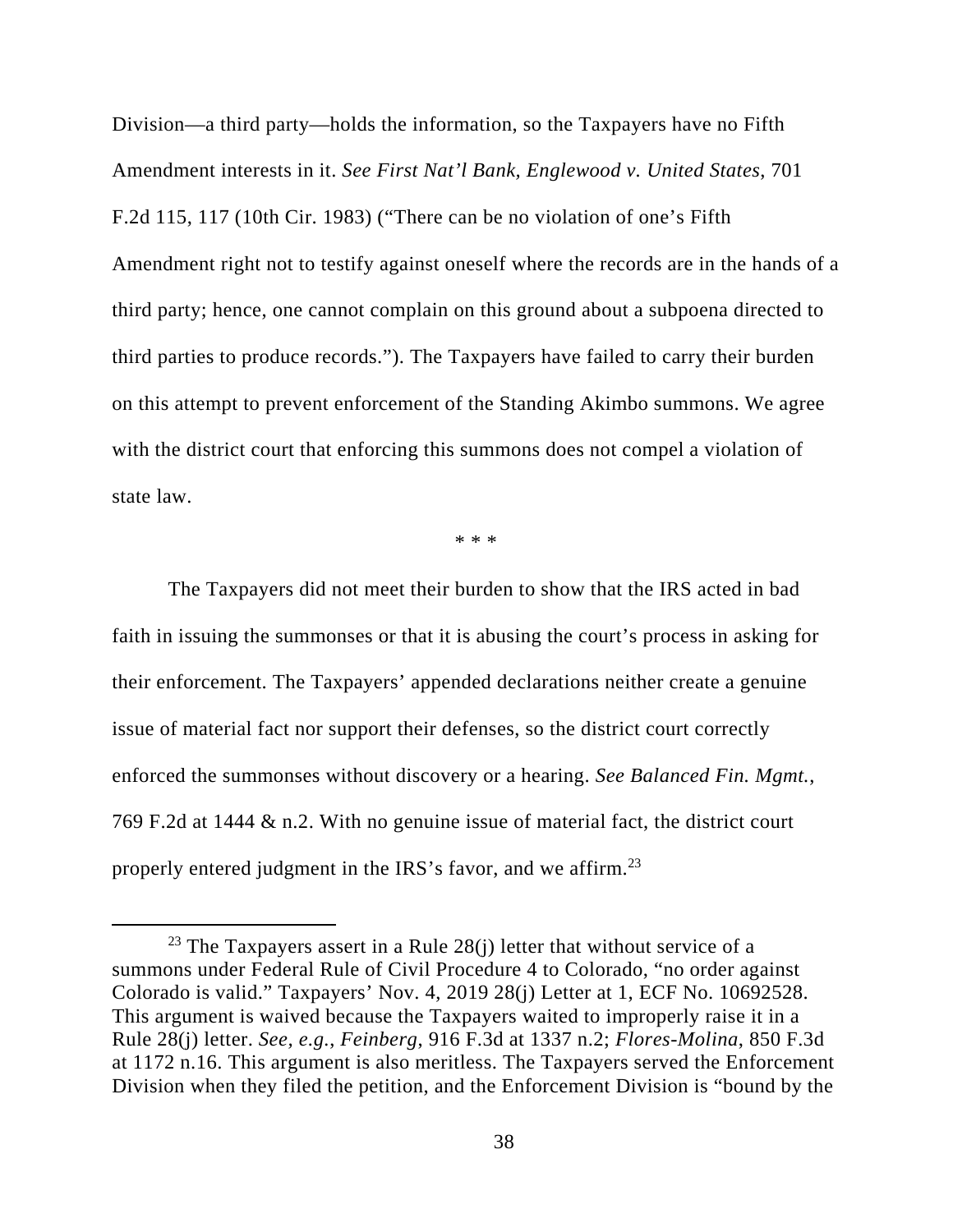Division—a third party—holds the information, so the Taxpayers have no Fifth Amendment interests in it. *See First Nat'l Bank, Englewood v. United States*, 701 F.2d 115, 117 (10th Cir. 1983) ("There can be no violation of one's Fifth Amendment right not to testify against oneself where the records are in the hands of a third party; hence, one cannot complain on this ground about a subpoena directed to third parties to produce records."). The Taxpayers have failed to carry their burden on this attempt to prevent enforcement of the Standing Akimbo summons. We agree with the district court that enforcing this summons does not compel a violation of state law.

\* \* \*

The Taxpayers did not meet their burden to show that the IRS acted in bad faith in issuing the summonses or that it is abusing the court's process in asking for their enforcement. The Taxpayers' appended declarations neither create a genuine issue of material fact nor support their defenses, so the district court correctly enforced the summonses without discovery or a hearing. *See Balanced Fin. Mgmt.*, 769 F.2d at 1444 & n.2. With no genuine issue of material fact, the district court properly entered judgment in the IRS's favor, and we affirm.[23]

---

[23] The Taxpayers assert in a Rule 28(j) letter that without service of a summons under Federal Rule of Civil Procedure 4 to Colorado, "no order against Colorado is valid." Taxpayers' Nov. 4, 2019 28(j) Letter at 1, ECF No. 10692528. This argument is waived because the Taxpayers waited to improperly raise it in a Rule 28(j) letter. *See, e.g.*, *Feinberg*, 916 F.3d at 1337 n.2; *Flores-Molina*, 850 F.3d at 1172 n.16. This argument is also meritless. The Taxpayers served the Enforcement Division when they filed the petition, and the Enforcement Division is "bound by the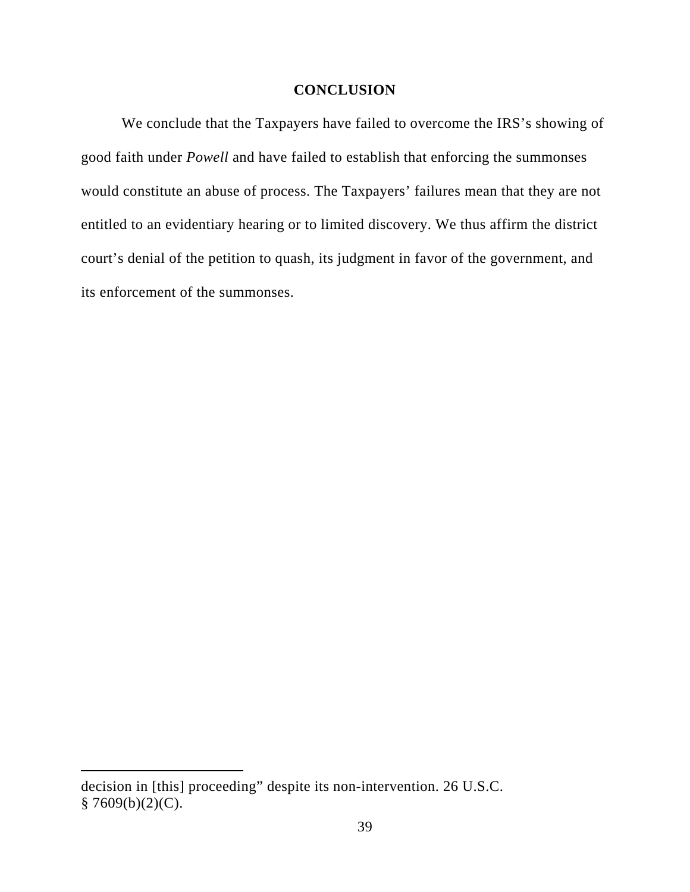## CONCLUSION

We conclude that the Taxpayers have failed to overcome the IRS's showing of good faith under *Powell* and have failed to establish that enforcing the summonses would constitute an abuse of process. The Taxpayers' failures mean that they are not entitled to an evidentiary hearing or to limited discovery. We thus affirm the district court's denial of the petition to quash, its judgment in favor of the government, and its enforcement of the summonses.

---

decision in [this] proceeding" despite its non-intervention. 26 U.S.C. § 7609(b)(2)(C).